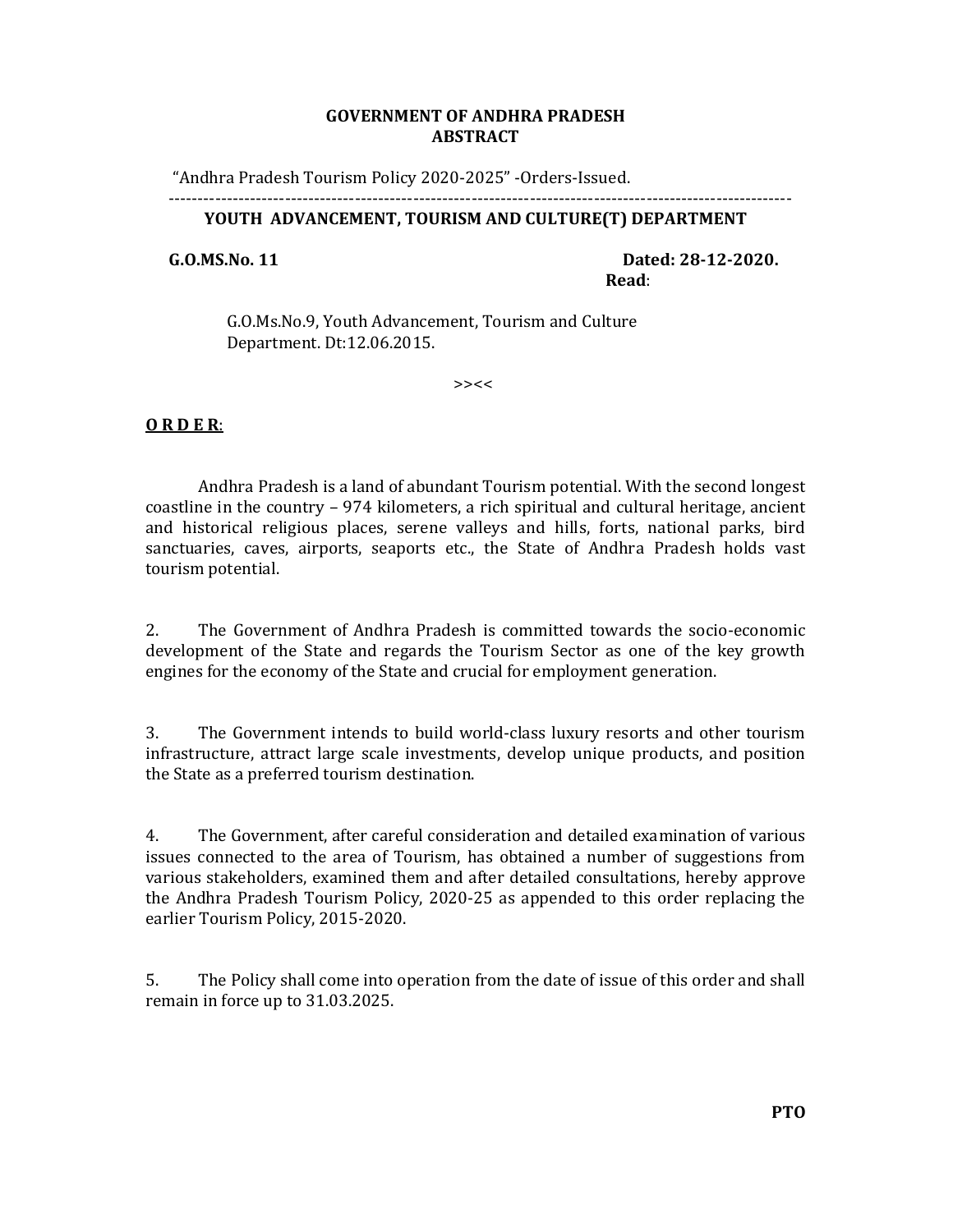**GOVERNMENT OF ANDHRA PRADESH**
**ABSTRACT**

"Andhra Pradesh Tourism Policy 2020-2025" -Orders-Issued.

---

**YOUTH ADVANCEMENT, TOURISM AND CULTURE(T) DEPARTMENT**

**G.O.MS.No. 11** **Dated: 28-12-2020.**

**Read**:

G.O.Ms.No.9, Youth Advancement, Tourism and Culture Department. Dt:12.06.2015.

>><<

**O R D E R**:

Andhra Pradesh is a land of abundant Tourism potential. With the second longest coastline in the country – 974 kilometers, a rich spiritual and cultural heritage, ancient and historical religious places, serene valleys and hills, forts, national parks, bird sanctuaries, caves, airports, seaports etc., the State of Andhra Pradesh holds vast tourism potential.

2. The Government of Andhra Pradesh is committed towards the socio-economic development of the State and regards the Tourism Sector as one of the key growth engines for the economy of the State and crucial for employment generation.

3. The Government intends to build world-class luxury resorts and other tourism infrastructure, attract large scale investments, develop unique products, and position the State as a preferred tourism destination.

4. The Government, after careful consideration and detailed examination of various issues connected to the area of Tourism, has obtained a number of suggestions from various stakeholders, examined them and after detailed consultations, hereby approve the Andhra Pradesh Tourism Policy, 2020-25 as appended to this order replacing the earlier Tourism Policy, 2015-2020.

5. The Policy shall come into operation from the date of issue of this order and shall remain in force up to 31.03.2025.

**PTO**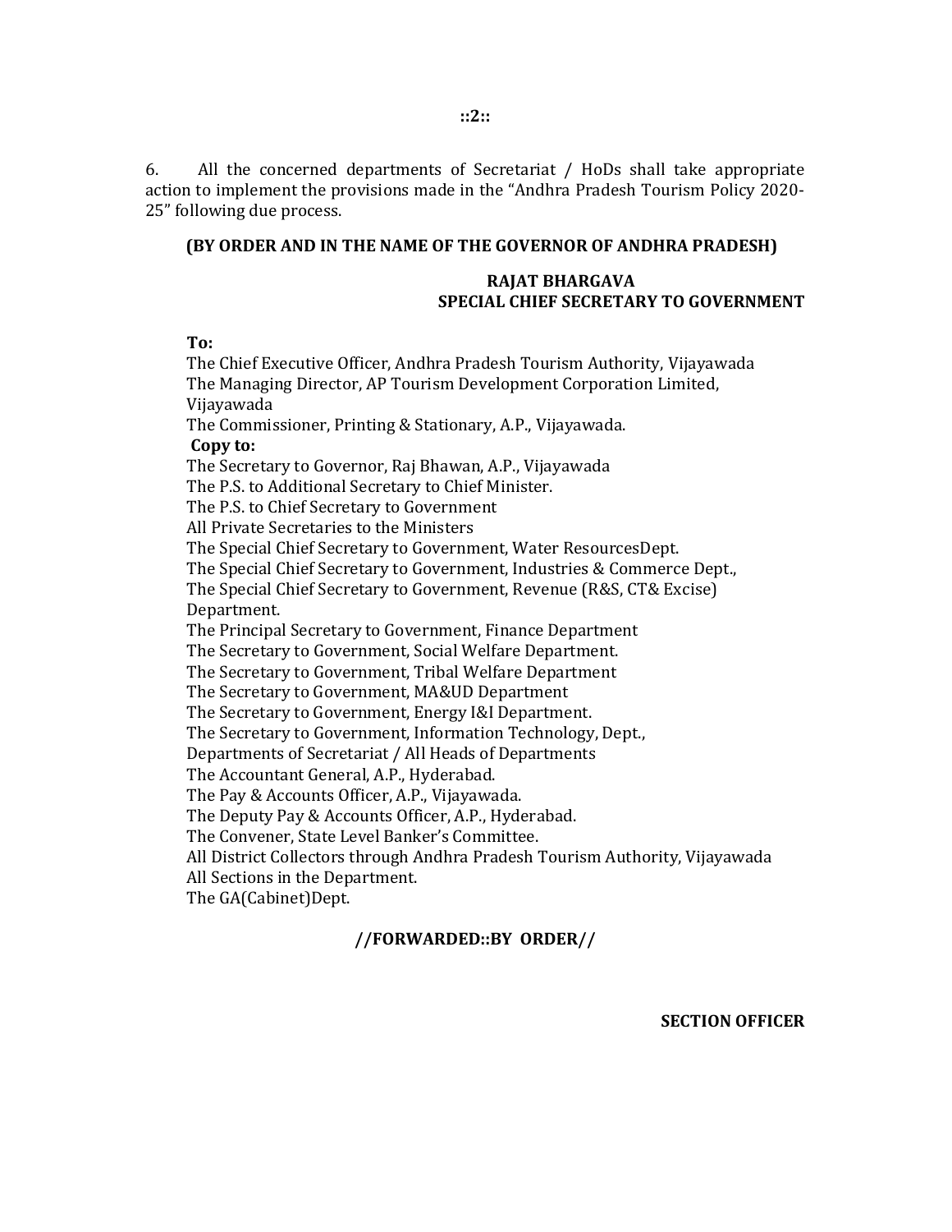6. All the concerned departments of Secretariat / HoDs shall take appropriate action to implement the provisions made in the "Andhra Pradesh Tourism Policy 2020-25" following due process.

**(BY ORDER AND IN THE NAME OF THE GOVERNOR OF ANDHRA PRADESH)**

**RAJAT BHARGAVA**
**SPECIAL CHIEF SECRETARY TO GOVERNMENT**

**To:**
The Chief Executive Officer, Andhra Pradesh Tourism Authority, Vijayawada
The Managing Director, AP Tourism Development Corporation Limited, Vijayawada
The Commissioner, Printing & Stationary, A.P., Vijayawada.

**Copy to:**
The Secretary to Governor, Raj Bhawan, A.P., Vijayawada
The P.S. to Additional Secretary to Chief Minister.
The P.S. to Chief Secretary to Government
All Private Secretaries to the Ministers
The Special Chief Secretary to Government, Water ResourcesDept.
The Special Chief Secretary to Government, Industries & Commerce Dept.,
The Special Chief Secretary to Government, Revenue (R&S, CT& Excise) Department.
The Principal Secretary to Government, Finance Department
The Secretary to Government, Social Welfare Department.
The Secretary to Government, Tribal Welfare Department
The Secretary to Government, MA&UD Department
The Secretary to Government, Energy I&I Department.
The Secretary to Government, Information Technology, Dept.,
Departments of Secretariat / All Heads of Departments
The Accountant General, A.P., Hyderabad.
The Pay & Accounts Officer, A.P., Vijayawada.
The Deputy Pay & Accounts Officer, A.P., Hyderabad.
The Convener, State Level Banker's Committee.
All District Collectors through Andhra Pradesh Tourism Authority, Vijayawada
All Sections in the Department.
The GA(Cabinet)Dept.

**//FORWARDED::BY ORDER//**

**SECTION OFFICER**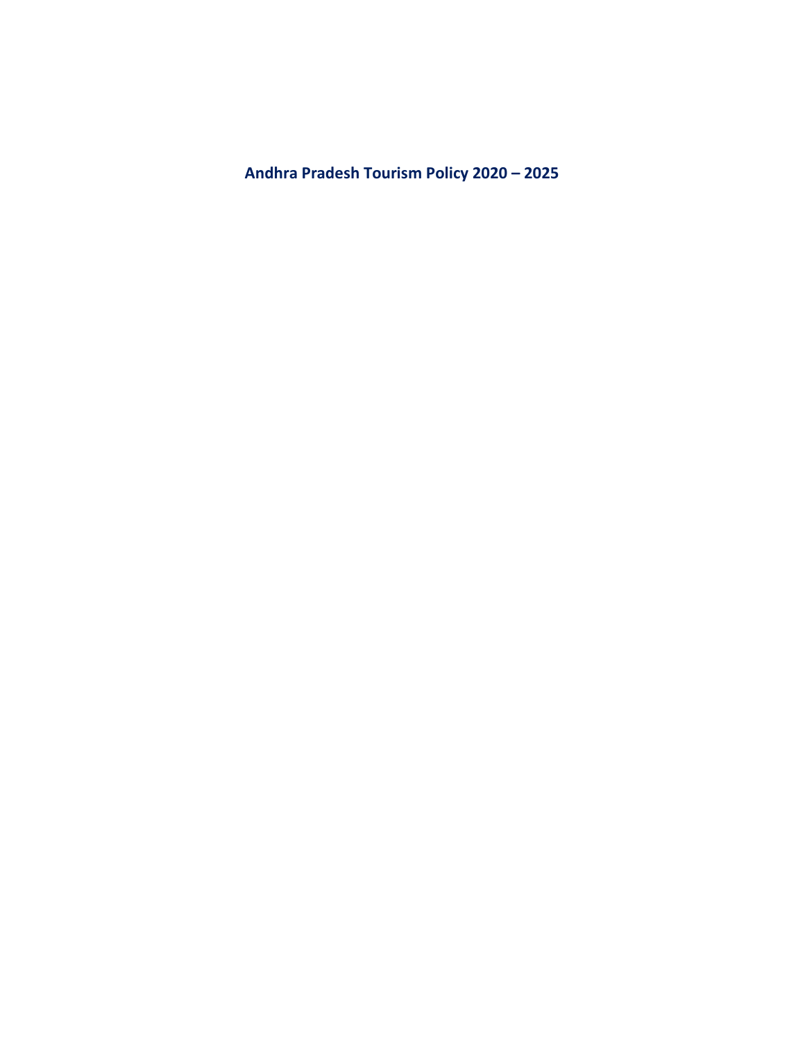# Andhra Pradesh Tourism Policy 2020 – 2025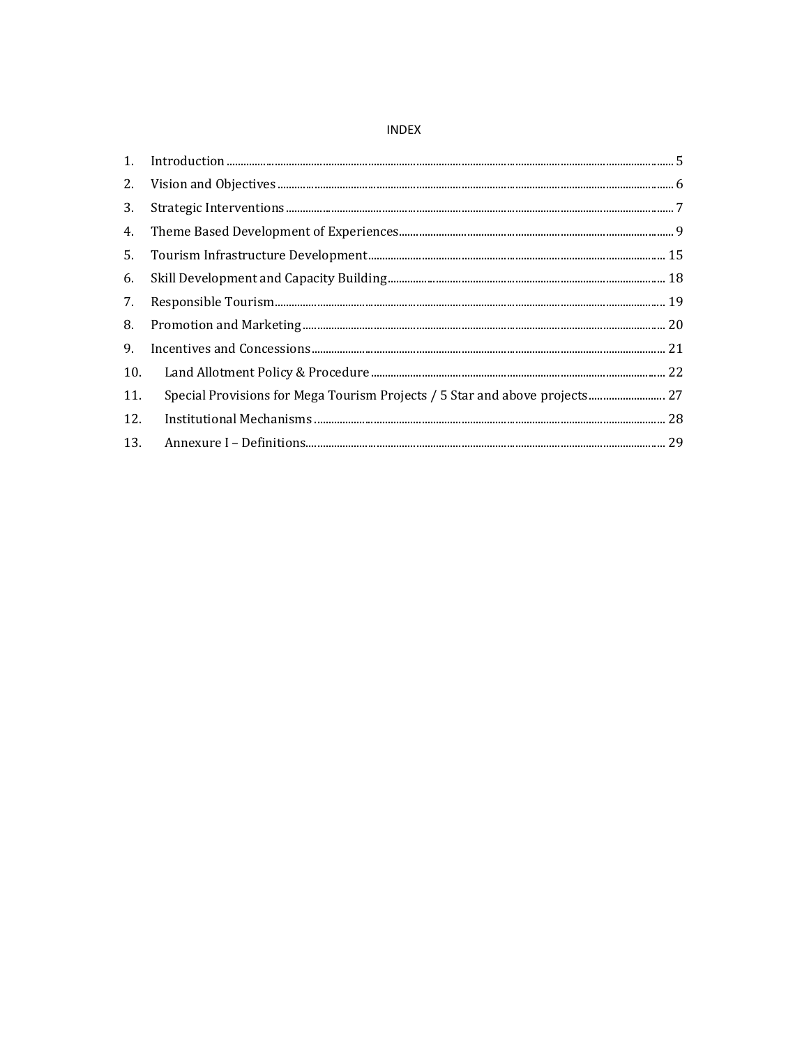# INDEX

| | | |
|---|---|---|
| 1. | Introduction | 5 |
| 2. | Vision and Objectives | 6 |
| 3. | Strategic Interventions | 7 |
| 4. | Theme Based Development of Experiences | 9 |
| 5. | Tourism Infrastructure Development | 15 |
| 6. | Skill Development and Capacity Building | 18 |
| 7. | Responsible Tourism | 19 |
| 8. | Promotion and Marketing | 20 |
| 9. | Incentives and Concessions | 21 |
| 10. | Land Allotment Policy & Procedure | 22 |
| 11. | Special Provisions for Mega Tourism Projects / 5 Star and above projects | 27 |
| 12. | Institutional Mechanisms | 28 |
| 13. | Annexure I – Definitions | 29 |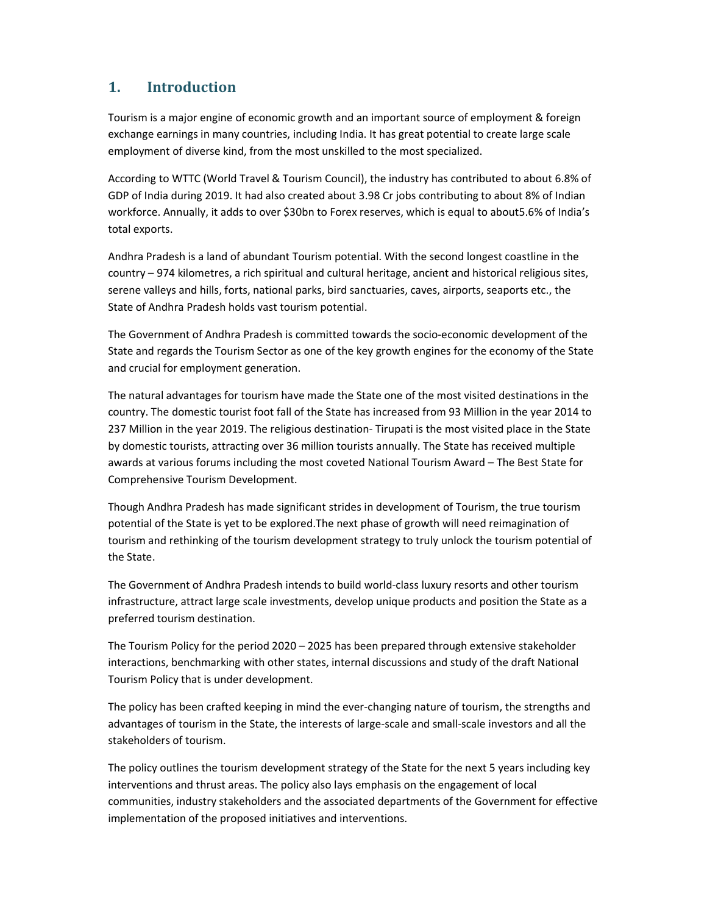## 1. Introduction

Tourism is a major engine of economic growth and an important source of employment & foreign exchange earnings in many countries, including India. It has great potential to create large scale employment of diverse kind, from the most unskilled to the most specialized.

According to WTTC (World Travel & Tourism Council), the industry has contributed to about 6.8% of GDP of India during 2019. It had also created about 3.98 Cr jobs contributing to about 8% of Indian workforce. Annually, it adds to over $30bn to Forex reserves, which is equal to about5.6% of India's total exports.

Andhra Pradesh is a land of abundant Tourism potential. With the second longest coastline in the country – 974 kilometres, a rich spiritual and cultural heritage, ancient and historical religious sites, serene valleys and hills, forts, national parks, bird sanctuaries, caves, airports, seaports etc., the State of Andhra Pradesh holds vast tourism potential.

The Government of Andhra Pradesh is committed towards the socio-economic development of the State and regards the Tourism Sector as one of the key growth engines for the economy of the State and crucial for employment generation.

The natural advantages for tourism have made the State one of the most visited destinations in the country. The domestic tourist foot fall of the State has increased from 93 Million in the year 2014 to 237 Million in the year 2019. The religious destination- Tirupati is the most visited place in the State by domestic tourists, attracting over 36 million tourists annually. The State has received multiple awards at various forums including the most coveted National Tourism Award – The Best State for Comprehensive Tourism Development.

Though Andhra Pradesh has made significant strides in development of Tourism, the true tourism potential of the State is yet to be explored.The next phase of growth will need reimagination of tourism and rethinking of the tourism development strategy to truly unlock the tourism potential of the State.

The Government of Andhra Pradesh intends to build world-class luxury resorts and other tourism infrastructure, attract large scale investments, develop unique products and position the State as a preferred tourism destination.

The Tourism Policy for the period 2020 – 2025 has been prepared through extensive stakeholder interactions, benchmarking with other states, internal discussions and study of the draft National Tourism Policy that is under development.

The policy has been crafted keeping in mind the ever-changing nature of tourism, the strengths and advantages of tourism in the State, the interests of large-scale and small-scale investors and all the stakeholders of tourism.

The policy outlines the tourism development strategy of the State for the next 5 years including key interventions and thrust areas. The policy also lays emphasis on the engagement of local communities, industry stakeholders and the associated departments of the Government for effective implementation of the proposed initiatives and interventions.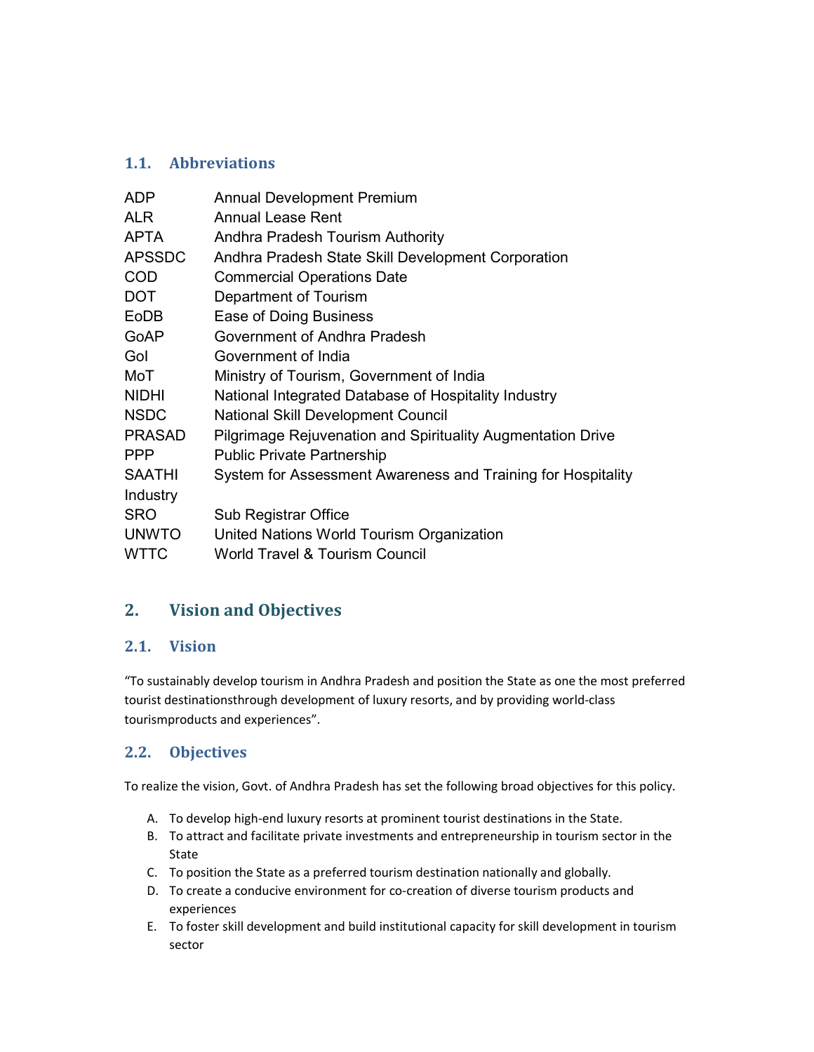### 1.1. Abbreviations

| | |
|---|---|
| ADP | Annual Development Premium |
| ALR | Annual Lease Rent |
| APTA | Andhra Pradesh Tourism Authority |
| APSSDC | Andhra Pradesh State Skill Development Corporation |
| COD | Commercial Operations Date |
| DOT | Department of Tourism |
| EoDB | Ease of Doing Business |
| GoAP | Government of Andhra Pradesh |
| GoI | Government of India |
| MoT | Ministry of Tourism, Government of India |
| NIDHI | National Integrated Database of Hospitality Industry |
| NSDC | National Skill Development Council |
| PRASAD | Pilgrimage Rejuvenation and Spirituality Augmentation Drive |
| PPP | Public Private Partnership |
| SAATHI | System for Assessment Awareness and Training for Hospitality Industry |
| SRO | Sub Registrar Office |
| UNWTO | United Nations World Tourism Organization |
| WTTC | World Travel & Tourism Council |

## 2. Vision and Objectives

### 2.1. Vision

"To sustainably develop tourism in Andhra Pradesh and position the State as one the most preferred tourist destinationsthrough development of luxury resorts, and by providing world-class tourismproducts and experiences".

### 2.2. Objectives

To realize the vision, Govt. of Andhra Pradesh has set the following broad objectives for this policy.

A. To develop high-end luxury resorts at prominent tourist destinations in the State.
B. To attract and facilitate private investments and entrepreneurship in tourism sector in the State
C. To position the State as a preferred tourism destination nationally and globally.
D. To create a conducive environment for co-creation of diverse tourism products and experiences
E. To foster skill development and build institutional capacity for skill development in tourism sector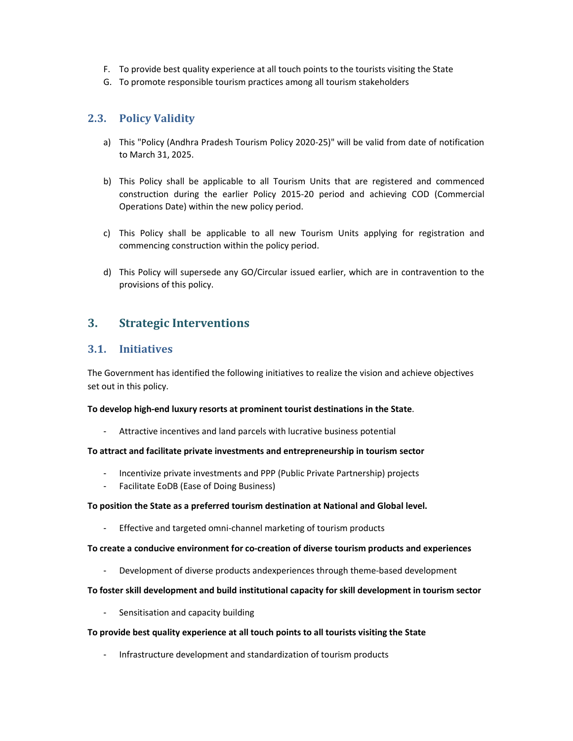F. To provide best quality experience at all touch points to the tourists visiting the State
G. To promote responsible tourism practices among all tourism stakeholders

## 2.3. Policy Validity

a) This "Policy (Andhra Pradesh Tourism Policy 2020-25)" will be valid from date of notification to March 31, 2025.

b) This Policy shall be applicable to all Tourism Units that are registered and commenced construction during the earlier Policy 2015-20 period and achieving COD (Commercial Operations Date) within the new policy period.

c) This Policy shall be applicable to all new Tourism Units applying for registration and commencing construction within the policy period.

d) This Policy will supersede any GO/Circular issued earlier, which are in contravention to the provisions of this policy.

# 3. Strategic Interventions

## 3.1. Initiatives

The Government has identified the following initiatives to realize the vision and achieve objectives set out in this policy.

**To develop high-end luxury resorts at prominent tourist destinations in the State**.

- Attractive incentives and land parcels with lucrative business potential

**To attract and facilitate private investments and entrepreneurship in tourism sector**

- Incentivize private investments and PPP (Public Private Partnership) projects
- Facilitate EoDB (Ease of Doing Business)

**To position the State as a preferred tourism destination at National and Global level.**

- Effective and targeted omni-channel marketing of tourism products

**To create a conducive environment for co-creation of diverse tourism products and experiences**

- Development of diverse products andexperiences through theme-based development

**To foster skill development and build institutional capacity for skill development in tourism sector**

- Sensitisation and capacity building

**To provide best quality experience at all touch points to all tourists visiting the State**

- Infrastructure development and standardization of tourism products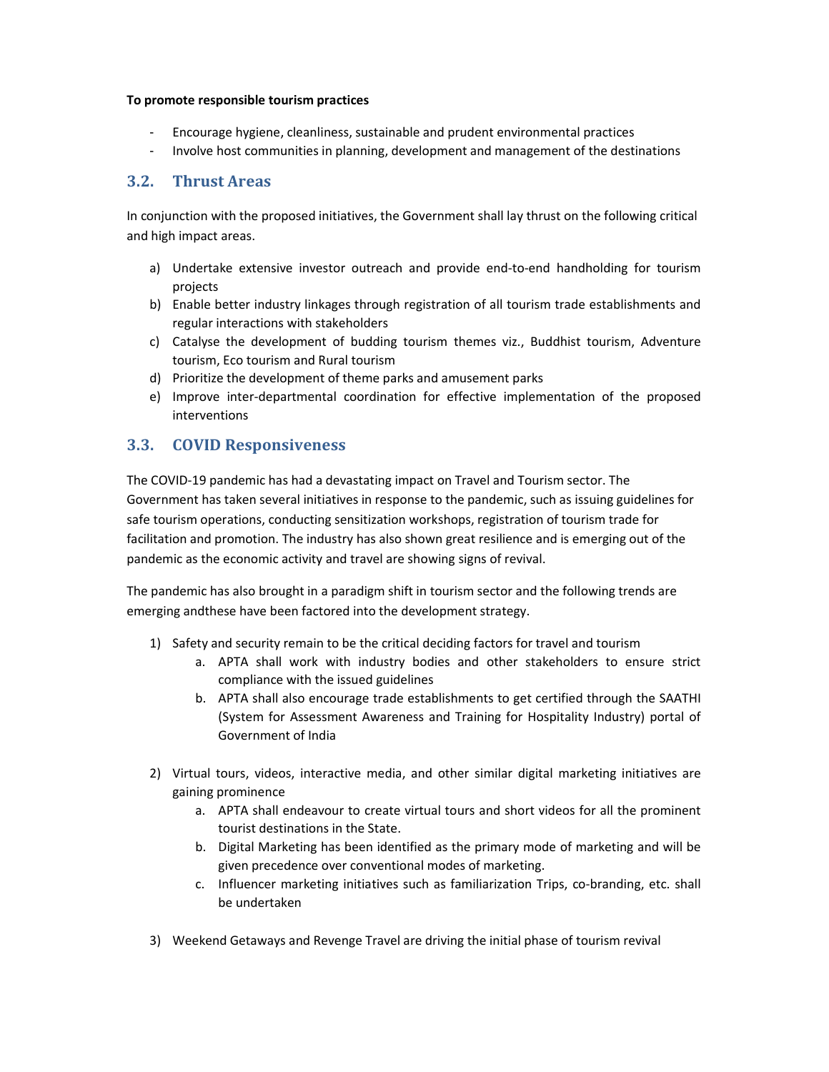**To promote responsible tourism practices**

- Encourage hygiene, cleanliness, sustainable and prudent environmental practices
- Involve host communities in planning, development and management of the destinations

## 3.2. Thrust Areas

In conjunction with the proposed initiatives, the Government shall lay thrust on the following critical and high impact areas.

a) Undertake extensive investor outreach and provide end-to-end handholding for tourism projects
b) Enable better industry linkages through registration of all tourism trade establishments and regular interactions with stakeholders
c) Catalyse the development of budding tourism themes viz., Buddhist tourism, Adventure tourism, Eco tourism and Rural tourism
d) Prioritize the development of theme parks and amusement parks
e) Improve inter-departmental coordination for effective implementation of the proposed interventions

## 3.3. COVID Responsiveness

The COVID-19 pandemic has had a devastating impact on Travel and Tourism sector. The Government has taken several initiatives in response to the pandemic, such as issuing guidelines for safe tourism operations, conducting sensitization workshops, registration of tourism trade for facilitation and promotion. The industry has also shown great resilience and is emerging out of the pandemic as the economic activity and travel are showing signs of revival.

The pandemic has also brought in a paradigm shift in tourism sector and the following trends are emerging andthese have been factored into the development strategy.

1) Safety and security remain to be the critical deciding factors for travel and tourism
    a. APTA shall work with industry bodies and other stakeholders to ensure strict compliance with the issued guidelines
    b. APTA shall also encourage trade establishments to get certified through the SAATHI (System for Assessment Awareness and Training for Hospitality Industry) portal of Government of India

2) Virtual tours, videos, interactive media, and other similar digital marketing initiatives are gaining prominence
    a. APTA shall endeavour to create virtual tours and short videos for all the prominent tourist destinations in the State.
    b. Digital Marketing has been identified as the primary mode of marketing and will be given precedence over conventional modes of marketing.
    c. Influencer marketing initiatives such as familiarization Trips, co-branding, etc. shall be undertaken

3) Weekend Getaways and Revenge Travel are driving the initial phase of tourism revival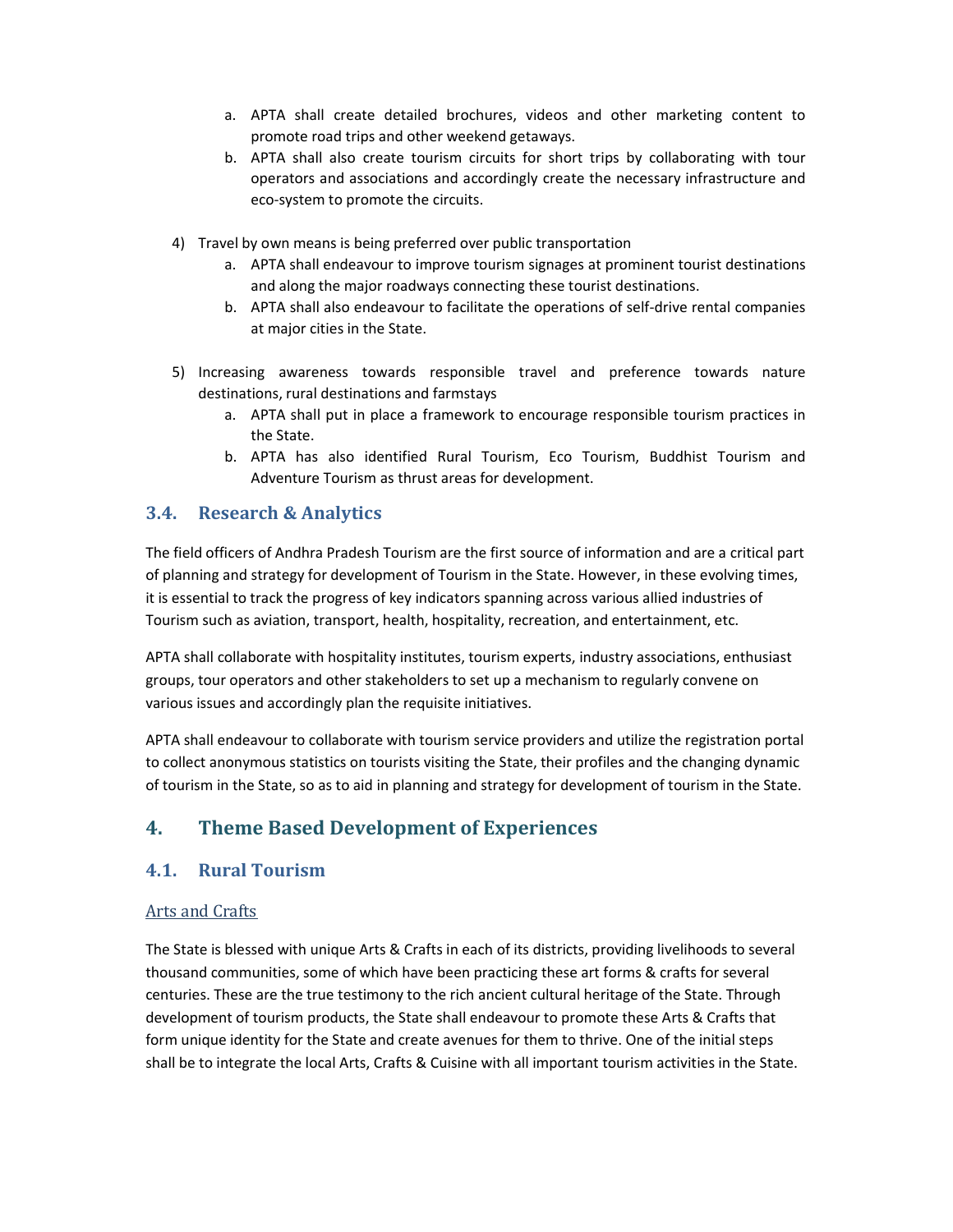a. APTA shall create detailed brochures, videos and other marketing content to promote road trips and other weekend getaways.
   b. APTA shall also create tourism circuits for short trips by collaborating with tour operators and associations and accordingly create the necessary infrastructure and eco-system to promote the circuits.

4) Travel by own means is being preferred over public transportation
   a. APTA shall endeavour to improve tourism signages at prominent tourist destinations and along the major roadways connecting these tourist destinations.
   b. APTA shall also endeavour to facilitate the operations of self-drive rental companies at major cities in the State.

5) Increasing awareness towards responsible travel and preference towards nature destinations, rural destinations and farmstays
   a. APTA shall put in place a framework to encourage responsible tourism practices in the State.
   b. APTA has also identified Rural Tourism, Eco Tourism, Buddhist Tourism and Adventure Tourism as thrust areas for development.

### 3.4. Research & Analytics

The field officers of Andhra Pradesh Tourism are the first source of information and are a critical part of planning and strategy for development of Tourism in the State. However, in these evolving times, it is essential to track the progress of key indicators spanning across various allied industries of Tourism such as aviation, transport, health, hospitality, recreation, and entertainment, etc.

APTA shall collaborate with hospitality institutes, tourism experts, industry associations, enthusiast groups, tour operators and other stakeholders to set up a mechanism to regularly convene on various issues and accordingly plan the requisite initiatives.

APTA shall endeavour to collaborate with tourism service providers and utilize the registration portal to collect anonymous statistics on tourists visiting the State, their profiles and the changing dynamic of tourism in the State, so as to aid in planning and strategy for development of tourism in the State.

## 4. Theme Based Development of Experiences

### 4.1. Rural Tourism

Arts and Crafts

The State is blessed with unique Arts & Crafts in each of its districts, providing livelihoods to several thousand communities, some of which have been practicing these art forms & crafts for several centuries. These are the true testimony to the rich ancient cultural heritage of the State. Through development of tourism products, the State shall endeavour to promote these Arts & Crafts that form unique identity for the State and create avenues for them to thrive. One of the initial steps shall be to integrate the local Arts, Crafts & Cuisine with all important tourism activities in the State.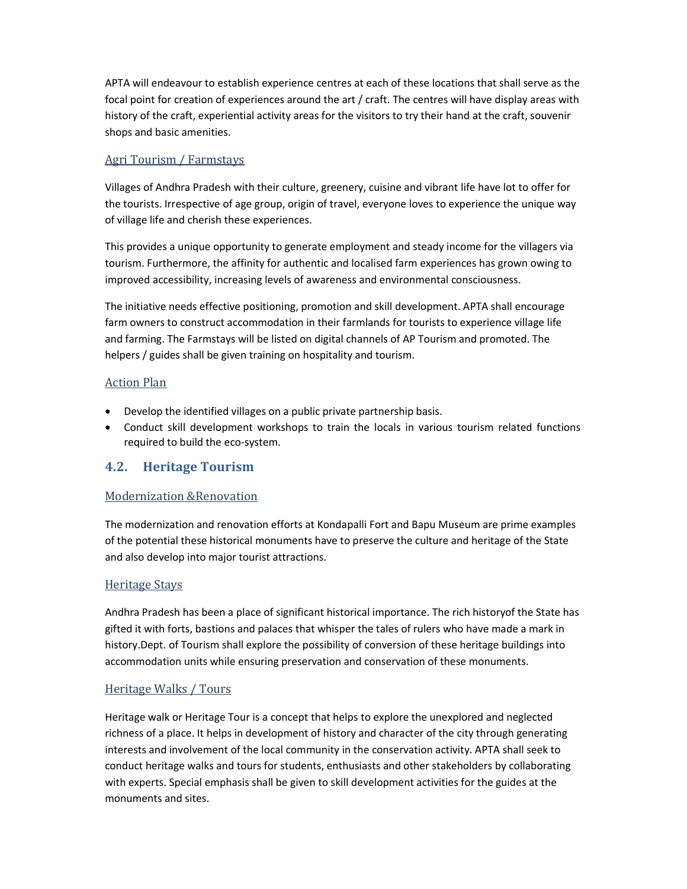APTA will endeavour to establish experience centres at each of these locations that shall serve as the focal point for creation of experiences around the art / craft. The centres will have display areas with history of the craft, experiential activity areas for the visitors to try their hand at the craft, souvenir shops and basic amenities.

### Agri Tourism / Farmstays

Villages of Andhra Pradesh with their culture, greenery, cuisine and vibrant life have lot to offer for the tourists. Irrespective of age group, origin of travel, everyone loves to experience the unique way of village life and cherish these experiences.

This provides a unique opportunity to generate employment and steady income for the villagers via tourism. Furthermore, the affinity for authentic and localised farm experiences has grown owing to improved accessibility, increasing levels of awareness and environmental consciousness.

The initiative needs effective positioning, promotion and skill development. APTA shall encourage farm owners to construct accommodation in their farmlands for tourists to experience village life and farming. The Farmstays will be listed on digital channels of AP Tourism and promoted. The helpers / guides shall be given training on hospitality and tourism.

### Action Plan

- Develop the identified villages on a public private partnership basis.
- Conduct skill development workshops to train the locals in various tourism related functions required to build the eco-system.

## 4.2. Heritage Tourism

### Modernization &Renovation

The modernization and renovation efforts at Kondapalli Fort and Bapu Museum are prime examples of the potential these historical monuments have to preserve the culture and heritage of the State and also develop into major tourist attractions.

### Heritage Stays

Andhra Pradesh has been a place of significant historical importance. The rich historyof the State has gifted it with forts, bastions and palaces that whisper the tales of rulers who have made a mark in history.Dept. of Tourism shall explore the possibility of conversion of these heritage buildings into accommodation units while ensuring preservation and conservation of these monuments.

### Heritage Walks / Tours

Heritage walk or Heritage Tour is a concept that helps to explore the unexplored and neglected richness of a place. It helps in development of history and character of the city through generating interests and involvement of the local community in the conservation activity. APTA shall seek to conduct heritage walks and tours for students, enthusiasts and other stakeholders by collaborating with experts. Special emphasis shall be given to skill development activities for the guides at the monuments and sites.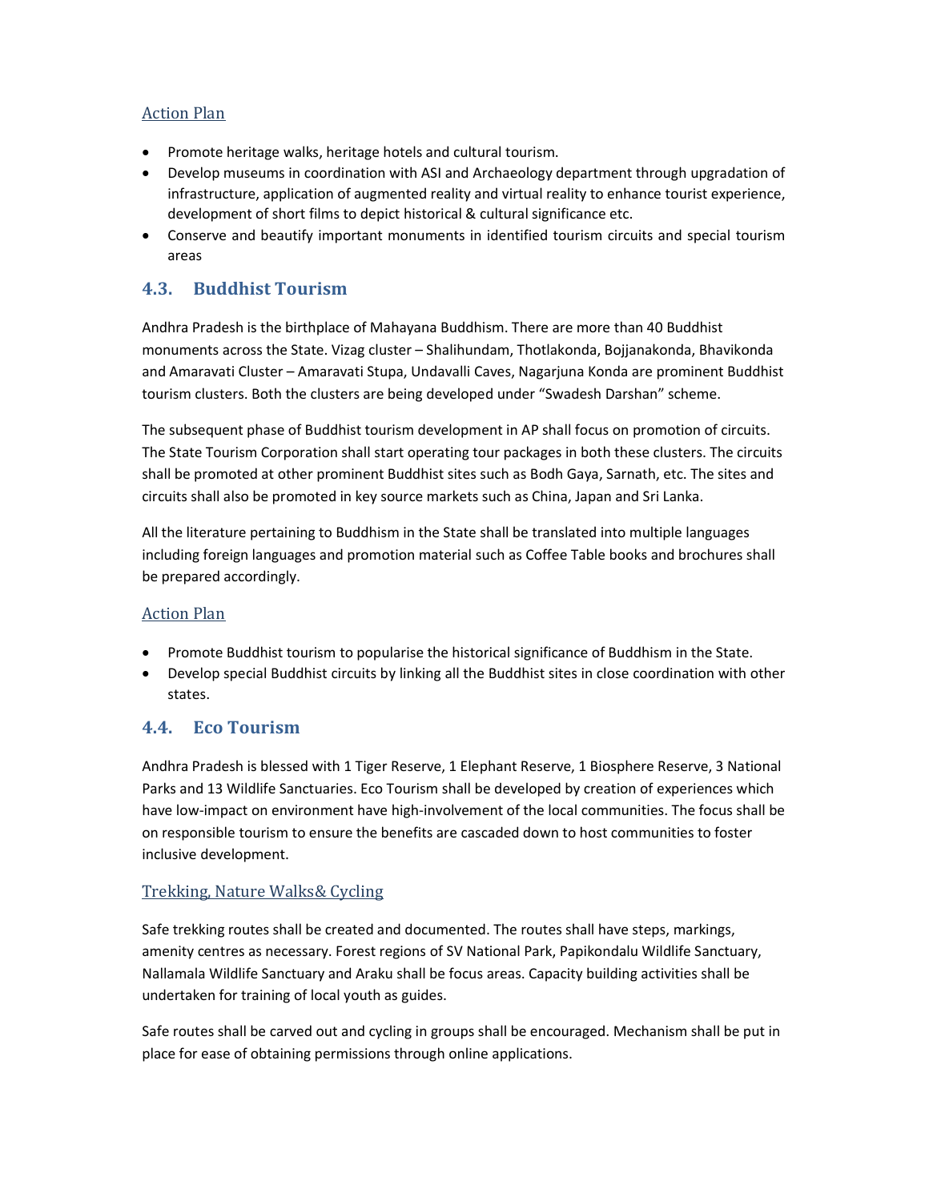### Action Plan

- Promote heritage walks, heritage hotels and cultural tourism.
- Develop museums in coordination with ASI and Archaeology department through upgradation of infrastructure, application of augmented reality and virtual reality to enhance tourist experience, development of short films to depict historical & cultural significance etc.
- Conserve and beautify important monuments in identified tourism circuits and special tourism areas

## 4.3. Buddhist Tourism

Andhra Pradesh is the birthplace of Mahayana Buddhism. There are more than 40 Buddhist monuments across the State. Vizag cluster – Shalihundam, Thotlakonda, Bojjanakonda, Bhavikonda and Amaravati Cluster – Amaravati Stupa, Undavalli Caves, Nagarjuna Konda are prominent Buddhist tourism clusters. Both the clusters are being developed under "Swadesh Darshan" scheme.

The subsequent phase of Buddhist tourism development in AP shall focus on promotion of circuits. The State Tourism Corporation shall start operating tour packages in both these clusters. The circuits shall be promoted at other prominent Buddhist sites such as Bodh Gaya, Sarnath, etc. The sites and circuits shall also be promoted in key source markets such as China, Japan and Sri Lanka.

All the literature pertaining to Buddhism in the State shall be translated into multiple languages including foreign languages and promotion material such as Coffee Table books and brochures shall be prepared accordingly.

### Action Plan

- Promote Buddhist tourism to popularise the historical significance of Buddhism in the State.
- Develop special Buddhist circuits by linking all the Buddhist sites in close coordination with other states.

## 4.4. Eco Tourism

Andhra Pradesh is blessed with 1 Tiger Reserve, 1 Elephant Reserve, 1 Biosphere Reserve, 3 National Parks and 13 Wildlife Sanctuaries. Eco Tourism shall be developed by creation of experiences which have low-impact on environment have high-involvement of the local communities. The focus shall be on responsible tourism to ensure the benefits are cascaded down to host communities to foster inclusive development.

### Trekking, Nature Walks& Cycling

Safe trekking routes shall be created and documented. The routes shall have steps, markings, amenity centres as necessary. Forest regions of SV National Park, Papikondalu Wildlife Sanctuary, Nallamala Wildlife Sanctuary and Araku shall be focus areas. Capacity building activities shall be undertaken for training of local youth as guides.

Safe routes shall be carved out and cycling in groups shall be encouraged. Mechanism shall be put in place for ease of obtaining permissions through online applications.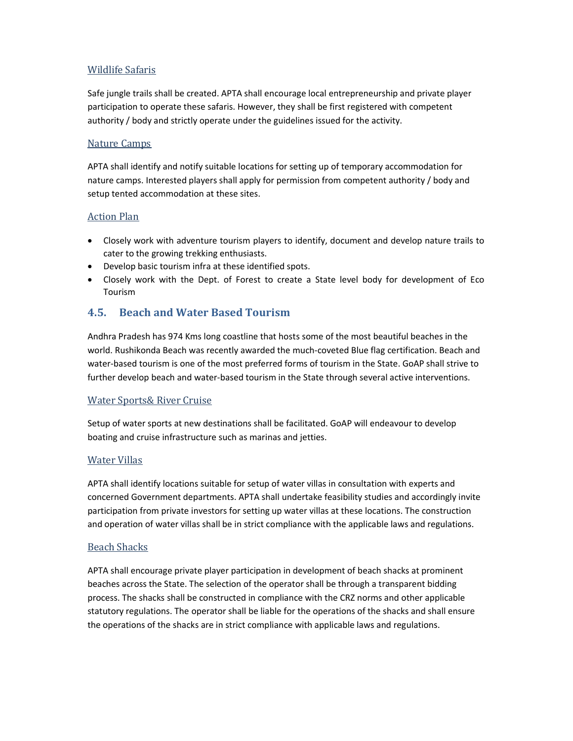### Wildlife Safaris

Safe jungle trails shall be created. APTA shall encourage local entrepreneurship and private player participation to operate these safaris. However, they shall be first registered with competent authority / body and strictly operate under the guidelines issued for the activity.

### Nature Camps

APTA shall identify and notify suitable locations for setting up of temporary accommodation for nature camps. Interested players shall apply for permission from competent authority / body and setup tented accommodation at these sites.

### Action Plan

- Closely work with adventure tourism players to identify, document and develop nature trails to cater to the growing trekking enthusiasts.
- Develop basic tourism infra at these identified spots.
- Closely work with the Dept. of Forest to create a State level body for development of Eco Tourism

## 4.5. Beach and Water Based Tourism

Andhra Pradesh has 974 Kms long coastline that hosts some of the most beautiful beaches in the world. Rushikonda Beach was recently awarded the much-coveted Blue flag certification. Beach and water-based tourism is one of the most preferred forms of tourism in the State. GoAP shall strive to further develop beach and water-based tourism in the State through several active interventions.

### Water Sports& River Cruise

Setup of water sports at new destinations shall be facilitated. GoAP will endeavour to develop boating and cruise infrastructure such as marinas and jetties.

### Water Villas

APTA shall identify locations suitable for setup of water villas in consultation with experts and concerned Government departments. APTA shall undertake feasibility studies and accordingly invite participation from private investors for setting up water villas at these locations. The construction and operation of water villas shall be in strict compliance with the applicable laws and regulations.

### Beach Shacks

APTA shall encourage private player participation in development of beach shacks at prominent beaches across the State. The selection of the operator shall be through a transparent bidding process. The shacks shall be constructed in compliance with the CRZ norms and other applicable statutory regulations. The operator shall be liable for the operations of the shacks and shall ensure the operations of the shacks are in strict compliance with applicable laws and regulations.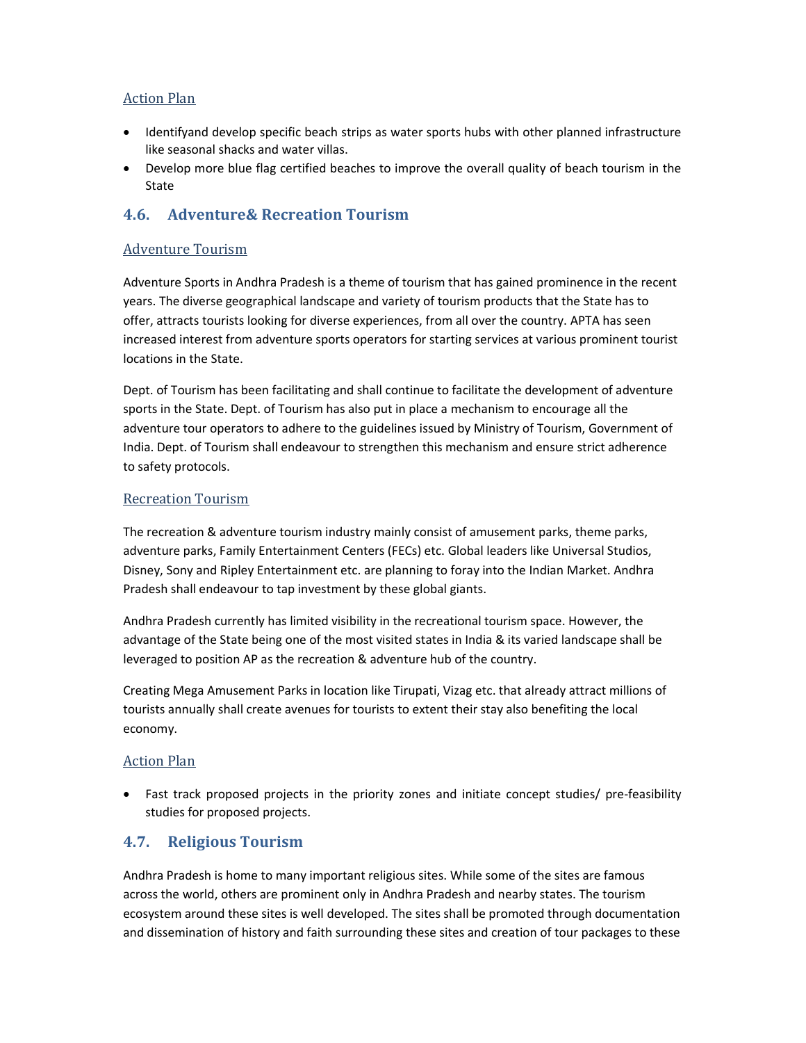#### Action Plan

- Identifyand develop specific beach strips as water sports hubs with other planned infrastructure like seasonal shacks and water villas.
- Develop more blue flag certified beaches to improve the overall quality of beach tourism in the State

## 4.6. Adventure& Recreation Tourism

#### Adventure Tourism

Adventure Sports in Andhra Pradesh is a theme of tourism that has gained prominence in the recent years. The diverse geographical landscape and variety of tourism products that the State has to offer, attracts tourists looking for diverse experiences, from all over the country. APTA has seen increased interest from adventure sports operators for starting services at various prominent tourist locations in the State.

Dept. of Tourism has been facilitating and shall continue to facilitate the development of adventure sports in the State. Dept. of Tourism has also put in place a mechanism to encourage all the adventure tour operators to adhere to the guidelines issued by Ministry of Tourism, Government of India. Dept. of Tourism shall endeavour to strengthen this mechanism and ensure strict adherence to safety protocols.

#### Recreation Tourism

The recreation & adventure tourism industry mainly consist of amusement parks, theme parks, adventure parks, Family Entertainment Centers (FECs) etc. Global leaders like Universal Studios, Disney, Sony and Ripley Entertainment etc. are planning to foray into the Indian Market. Andhra Pradesh shall endeavour to tap investment by these global giants.

Andhra Pradesh currently has limited visibility in the recreational tourism space. However, the advantage of the State being one of the most visited states in India & its varied landscape shall be leveraged to position AP as the recreation & adventure hub of the country.

Creating Mega Amusement Parks in location like Tirupati, Vizag etc. that already attract millions of tourists annually shall create avenues for tourists to extent their stay also benefiting the local economy.

#### Action Plan

- Fast track proposed projects in the priority zones and initiate concept studies/ pre-feasibility studies for proposed projects.

## 4.7. Religious Tourism

Andhra Pradesh is home to many important religious sites. While some of the sites are famous across the world, others are prominent only in Andhra Pradesh and nearby states. The tourism ecosystem around these sites is well developed. The sites shall be promoted through documentation and dissemination of history and faith surrounding these sites and creation of tour packages to these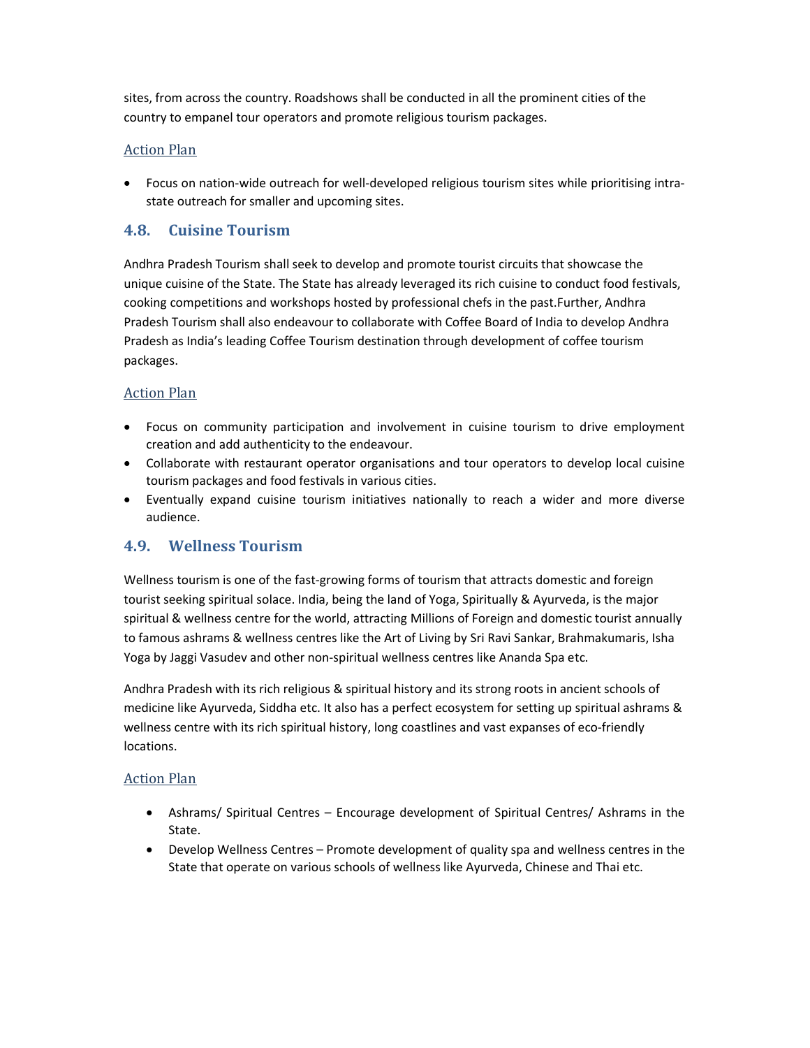sites, from across the country. Roadshows shall be conducted in all the prominent cities of the country to empanel tour operators and promote religious tourism packages.

#### Action Plan

- Focus on nation-wide outreach for well-developed religious tourism sites while prioritising intra-state outreach for smaller and upcoming sites.

### 4.8. Cuisine Tourism

Andhra Pradesh Tourism shall seek to develop and promote tourist circuits that showcase the unique cuisine of the State. The State has already leveraged its rich cuisine to conduct food festivals, cooking competitions and workshops hosted by professional chefs in the past.Further, Andhra Pradesh Tourism shall also endeavour to collaborate with Coffee Board of India to develop Andhra Pradesh as India's leading Coffee Tourism destination through development of coffee tourism packages.

#### Action Plan

- Focus on community participation and involvement in cuisine tourism to drive employment creation and add authenticity to the endeavour.
- Collaborate with restaurant operator organisations and tour operators to develop local cuisine tourism packages and food festivals in various cities.
- Eventually expand cuisine tourism initiatives nationally to reach a wider and more diverse audience.

### 4.9. Wellness Tourism

Wellness tourism is one of the fast-growing forms of tourism that attracts domestic and foreign tourist seeking spiritual solace. India, being the land of Yoga, Spiritually & Ayurveda, is the major spiritual & wellness centre for the world, attracting Millions of Foreign and domestic tourist annually to famous ashrams & wellness centres like the Art of Living by Sri Ravi Sankar, Brahmakumaris, Isha Yoga by Jaggi Vasudev and other non-spiritual wellness centres like Ananda Spa etc.

Andhra Pradesh with its rich religious & spiritual history and its strong roots in ancient schools of medicine like Ayurveda, Siddha etc. It also has a perfect ecosystem for setting up spiritual ashrams & wellness centre with its rich spiritual history, long coastlines and vast expanses of eco-friendly locations.

#### Action Plan

- Ashrams/ Spiritual Centres – Encourage development of Spiritual Centres/ Ashrams in the State.
- Develop Wellness Centres – Promote development of quality spa and wellness centres in the State that operate on various schools of wellness like Ayurveda, Chinese and Thai etc.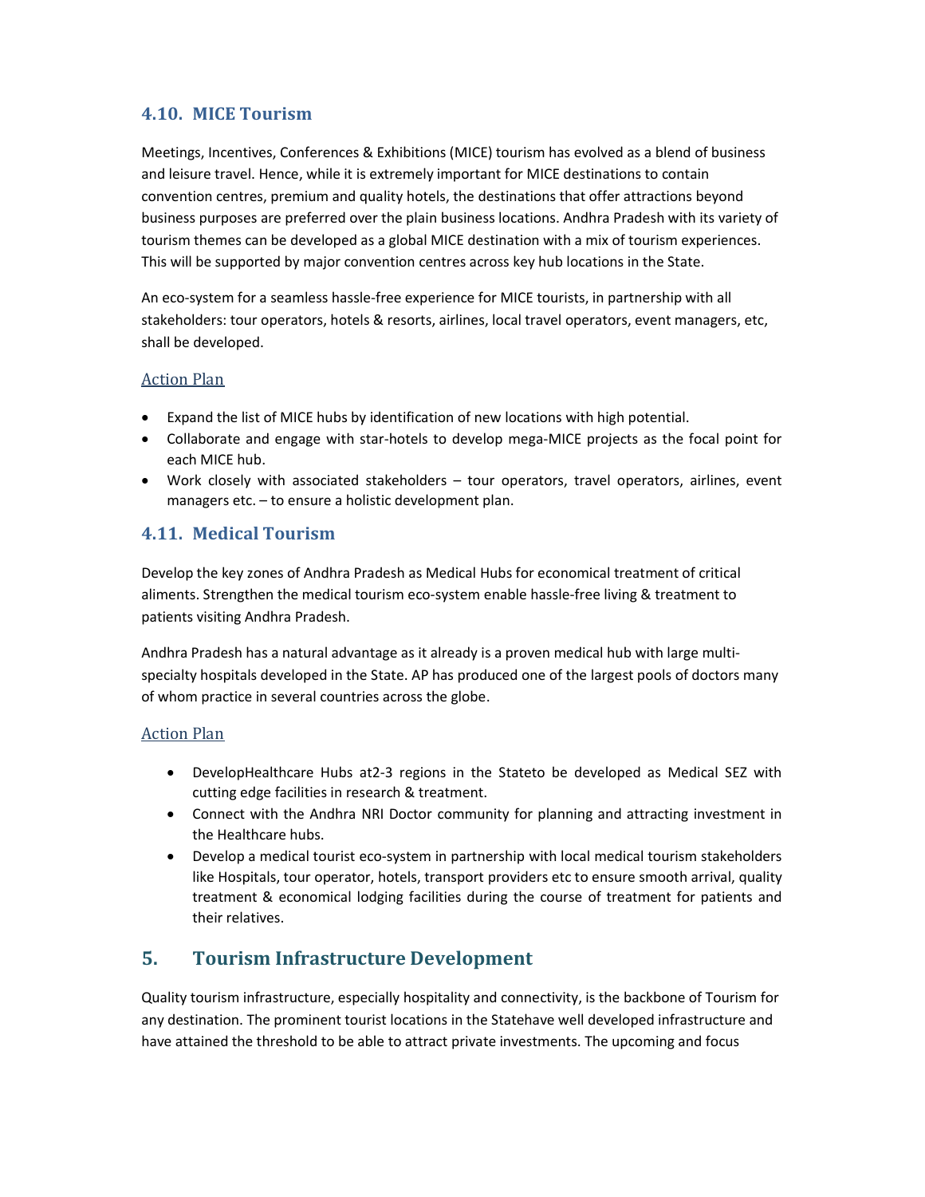### 4.10. MICE Tourism

Meetings, Incentives, Conferences & Exhibitions (MICE) tourism has evolved as a blend of business and leisure travel. Hence, while it is extremely important for MICE destinations to contain convention centres, premium and quality hotels, the destinations that offer attractions beyond business purposes are preferred over the plain business locations. Andhra Pradesh with its variety of tourism themes can be developed as a global MICE destination with a mix of tourism experiences. This will be supported by major convention centres across key hub locations in the State.

An eco-system for a seamless hassle-free experience for MICE tourists, in partnership with all stakeholders: tour operators, hotels & resorts, airlines, local travel operators, event managers, etc, shall be developed.

#### Action Plan

- Expand the list of MICE hubs by identification of new locations with high potential.
- Collaborate and engage with star-hotels to develop mega-MICE projects as the focal point for each MICE hub.
- Work closely with associated stakeholders – tour operators, travel operators, airlines, event managers etc. – to ensure a holistic development plan.

### 4.11. Medical Tourism

Develop the key zones of Andhra Pradesh as Medical Hubs for economical treatment of critical aliments. Strengthen the medical tourism eco-system enable hassle-free living & treatment to patients visiting Andhra Pradesh.

Andhra Pradesh has a natural advantage as it already is a proven medical hub with large multi-specialty hospitals developed in the State. AP has produced one of the largest pools of doctors many of whom practice in several countries across the globe.

#### Action Plan

- DevelopHealthcare Hubs at2-3 regions in the Stateto be developed as Medical SEZ with cutting edge facilities in research & treatment.
- Connect with the Andhra NRI Doctor community for planning and attracting investment in the Healthcare hubs.
- Develop a medical tourist eco-system in partnership with local medical tourism stakeholders like Hospitals, tour operator, hotels, transport providers etc to ensure smooth arrival, quality treatment & economical lodging facilities during the course of treatment for patients and their relatives.

## 5. Tourism Infrastructure Development

Quality tourism infrastructure, especially hospitality and connectivity, is the backbone of Tourism for any destination. The prominent tourist locations in the Statehave well developed infrastructure and have attained the threshold to be able to attract private investments. The upcoming and focus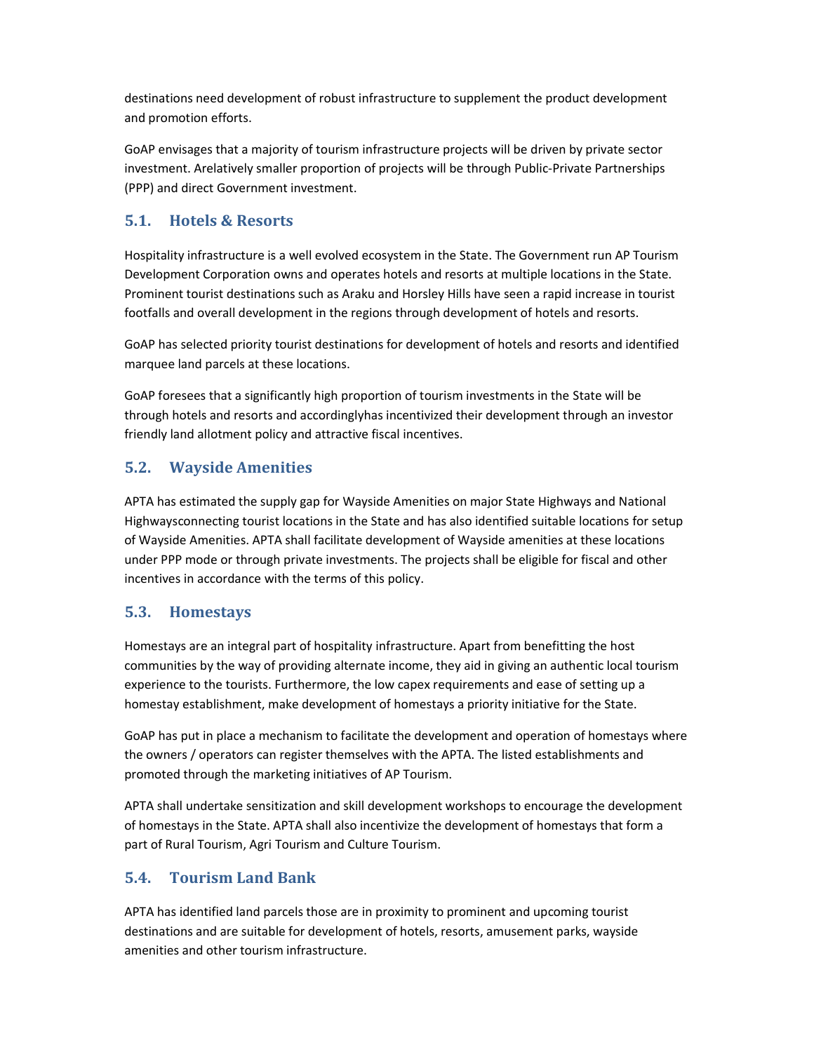destinations need development of robust infrastructure to supplement the product development and promotion efforts.

GoAP envisages that a majority of tourism infrastructure projects will be driven by private sector investment. Arelatively smaller proportion of projects will be through Public-Private Partnerships (PPP) and direct Government investment.

## 5.1. Hotels & Resorts

Hospitality infrastructure is a well evolved ecosystem in the State. The Government run AP Tourism Development Corporation owns and operates hotels and resorts at multiple locations in the State. Prominent tourist destinations such as Araku and Horsley Hills have seen a rapid increase in tourist footfalls and overall development in the regions through development of hotels and resorts.

GoAP has selected priority tourist destinations for development of hotels and resorts and identified marquee land parcels at these locations.

GoAP foresees that a significantly high proportion of tourism investments in the State will be through hotels and resorts and accordinglyhas incentivized their development through an investor friendly land allotment policy and attractive fiscal incentives.

## 5.2. Wayside Amenities

APTA has estimated the supply gap for Wayside Amenities on major State Highways and National Highwaysconnecting tourist locations in the State and has also identified suitable locations for setup of Wayside Amenities. APTA shall facilitate development of Wayside amenities at these locations under PPP mode or through private investments. The projects shall be eligible for fiscal and other incentives in accordance with the terms of this policy.

## 5.3. Homestays

Homestays are an integral part of hospitality infrastructure. Apart from benefitting the host communities by the way of providing alternate income, they aid in giving an authentic local tourism experience to the tourists. Furthermore, the low capex requirements and ease of setting up a homestay establishment, make development of homestays a priority initiative for the State.

GoAP has put in place a mechanism to facilitate the development and operation of homestays where the owners / operators can register themselves with the APTA. The listed establishments and promoted through the marketing initiatives of AP Tourism.

APTA shall undertake sensitization and skill development workshops to encourage the development of homestays in the State. APTA shall also incentivize the development of homestays that form a part of Rural Tourism, Agri Tourism and Culture Tourism.

## 5.4. Tourism Land Bank

APTA has identified land parcels those are in proximity to prominent and upcoming tourist destinations and are suitable for development of hotels, resorts, amusement parks, wayside amenities and other tourism infrastructure.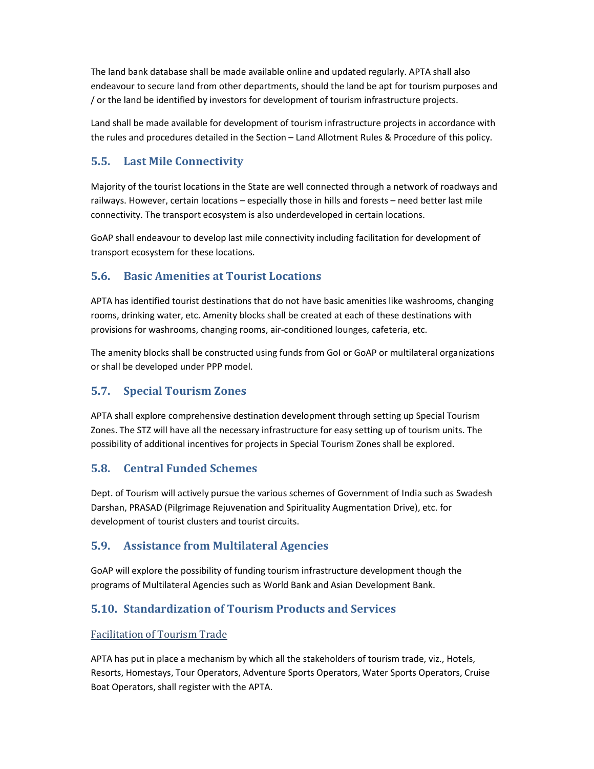The land bank database shall be made available online and updated regularly. APTA shall also endeavour to secure land from other departments, should the land be apt for tourism purposes and / or the land be identified by investors for development of tourism infrastructure projects.

Land shall be made available for development of tourism infrastructure projects in accordance with the rules and procedures detailed in the Section – Land Allotment Rules & Procedure of this policy.

## 5.5. Last Mile Connectivity

Majority of the tourist locations in the State are well connected through a network of roadways and railways. However, certain locations – especially those in hills and forests – need better last mile connectivity. The transport ecosystem is also underdeveloped in certain locations.

GoAP shall endeavour to develop last mile connectivity including facilitation for development of transport ecosystem for these locations.

## 5.6. Basic Amenities at Tourist Locations

APTA has identified tourist destinations that do not have basic amenities like washrooms, changing rooms, drinking water, etc. Amenity blocks shall be created at each of these destinations with provisions for washrooms, changing rooms, air-conditioned lounges, cafeteria, etc.

The amenity blocks shall be constructed using funds from GoI or GoAP or multilateral organizations or shall be developed under PPP model.

## 5.7. Special Tourism Zones

APTA shall explore comprehensive destination development through setting up Special Tourism Zones. The STZ will have all the necessary infrastructure for easy setting up of tourism units. The possibility of additional incentives for projects in Special Tourism Zones shall be explored.

## 5.8. Central Funded Schemes

Dept. of Tourism will actively pursue the various schemes of Government of India such as Swadesh Darshan, PRASAD (Pilgrimage Rejuvenation and Spirituality Augmentation Drive), etc. for development of tourist clusters and tourist circuits.

## 5.9. Assistance from Multilateral Agencies

GoAP will explore the possibility of funding tourism infrastructure development though the programs of Multilateral Agencies such as World Bank and Asian Development Bank.

## 5.10. Standardization of Tourism Products and Services

### Facilitation of Tourism Trade

APTA has put in place a mechanism by which all the stakeholders of tourism trade, viz., Hotels, Resorts, Homestays, Tour Operators, Adventure Sports Operators, Water Sports Operators, Cruise Boat Operators, shall register with the APTA.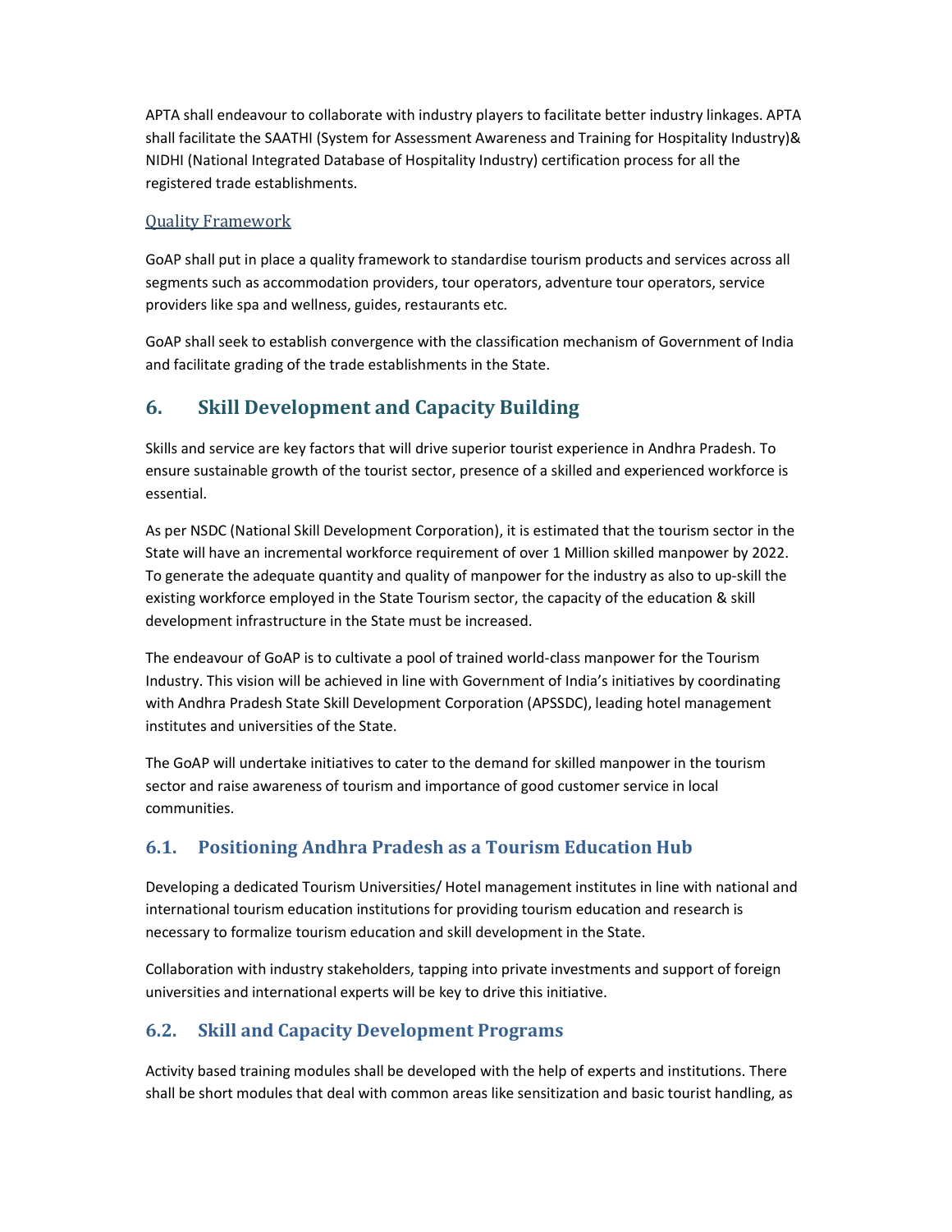APTA shall endeavour to collaborate with industry players to facilitate better industry linkages. APTA shall facilitate the SAATHI (System for Assessment Awareness and Training for Hospitality Industry)& NIDHI (National Integrated Database of Hospitality Industry) certification process for all the registered trade establishments.

### Quality Framework

GoAP shall put in place a quality framework to standardise tourism products and services across all segments such as accommodation providers, tour operators, adventure tour operators, service providers like spa and wellness, guides, restaurants etc.

GoAP shall seek to establish convergence with the classification mechanism of Government of India and facilitate grading of the trade establishments in the State.

# 6. Skill Development and Capacity Building

Skills and service are key factors that will drive superior tourist experience in Andhra Pradesh. To ensure sustainable growth of the tourist sector, presence of a skilled and experienced workforce is essential.

As per NSDC (National Skill Development Corporation), it is estimated that the tourism sector in the State will have an incremental workforce requirement of over 1 Million skilled manpower by 2022. To generate the adequate quantity and quality of manpower for the industry as also to up-skill the existing workforce employed in the State Tourism sector, the capacity of the education & skill development infrastructure in the State must be increased.

The endeavour of GoAP is to cultivate a pool of trained world-class manpower for the Tourism Industry. This vision will be achieved in line with Government of India's initiatives by coordinating with Andhra Pradesh State Skill Development Corporation (APSSDC), leading hotel management institutes and universities of the State.

The GoAP will undertake initiatives to cater to the demand for skilled manpower in the tourism sector and raise awareness of tourism and importance of good customer service in local communities.

## 6.1. Positioning Andhra Pradesh as a Tourism Education Hub

Developing a dedicated Tourism Universities/ Hotel management institutes in line with national and international tourism education institutions for providing tourism education and research is necessary to formalize tourism education and skill development in the State.

Collaboration with industry stakeholders, tapping into private investments and support of foreign universities and international experts will be key to drive this initiative.

## 6.2. Skill and Capacity Development Programs

Activity based training modules shall be developed with the help of experts and institutions. There shall be short modules that deal with common areas like sensitization and basic tourist handling, as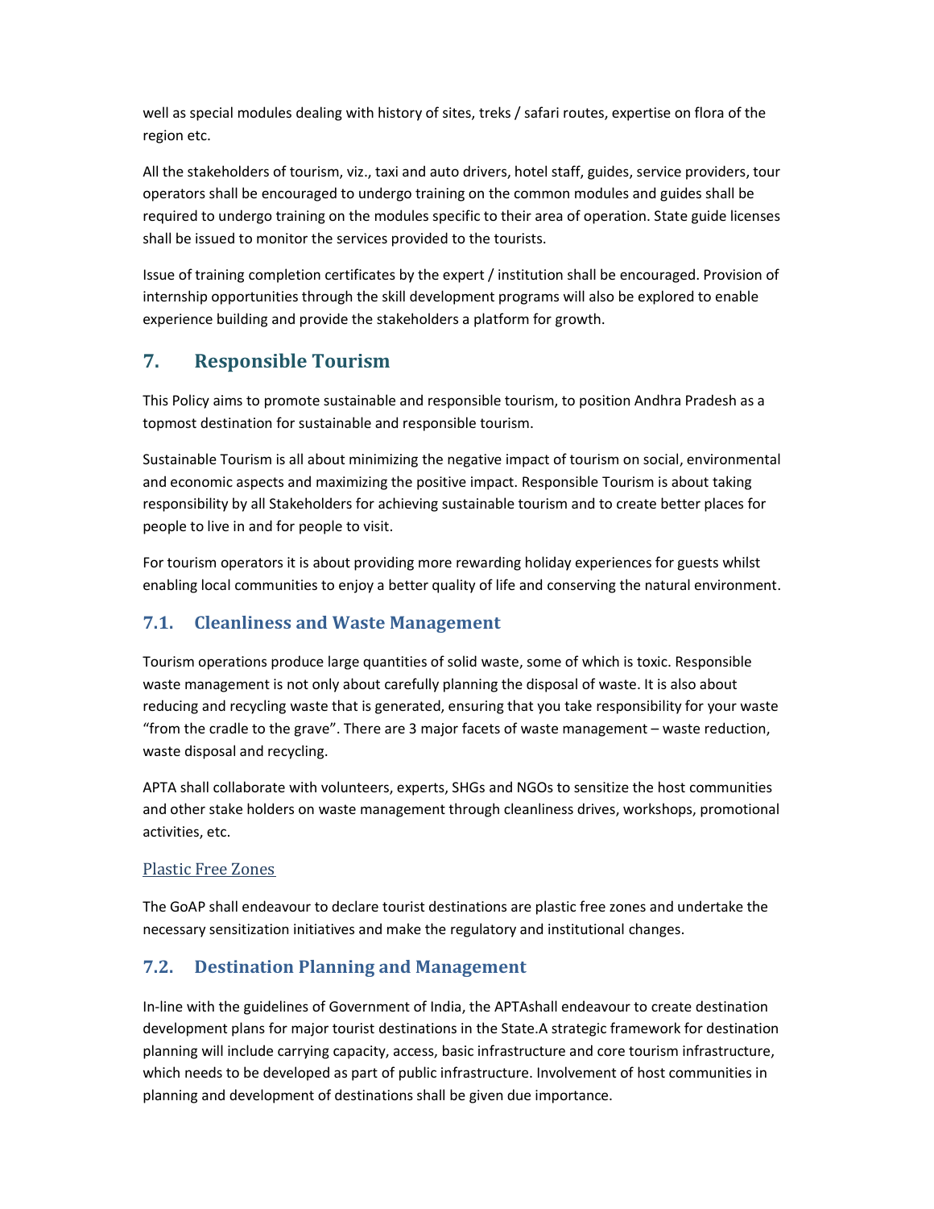well as special modules dealing with history of sites, treks / safari routes, expertise on flora of the region etc.

All the stakeholders of tourism, viz., taxi and auto drivers, hotel staff, guides, service providers, tour operators shall be encouraged to undergo training on the common modules and guides shall be required to undergo training on the modules specific to their area of operation. State guide licenses shall be issued to monitor the services provided to the tourists.

Issue of training completion certificates by the expert / institution shall be encouraged. Provision of internship opportunities through the skill development programs will also be explored to enable experience building and provide the stakeholders a platform for growth.

## 7. Responsible Tourism

This Policy aims to promote sustainable and responsible tourism, to position Andhra Pradesh as a topmost destination for sustainable and responsible tourism.

Sustainable Tourism is all about minimizing the negative impact of tourism on social, environmental and economic aspects and maximizing the positive impact. Responsible Tourism is about taking responsibility by all Stakeholders for achieving sustainable tourism and to create better places for people to live in and for people to visit.

For tourism operators it is about providing more rewarding holiday experiences for guests whilst enabling local communities to enjoy a better quality of life and conserving the natural environment.

### 7.1. Cleanliness and Waste Management

Tourism operations produce large quantities of solid waste, some of which is toxic. Responsible waste management is not only about carefully planning the disposal of waste. It is also about reducing and recycling waste that is generated, ensuring that you take responsibility for your waste "from the cradle to the grave". There are 3 major facets of waste management – waste reduction, waste disposal and recycling.

APTA shall collaborate with volunteers, experts, SHGs and NGOs to sensitize the host communities and other stake holders on waste management through cleanliness drives, workshops, promotional activities, etc.

#### Plastic Free Zones

The GoAP shall endeavour to declare tourist destinations are plastic free zones and undertake the necessary sensitization initiatives and make the regulatory and institutional changes.

### 7.2. Destination Planning and Management

In-line with the guidelines of Government of India, the APTAshall endeavour to create destination development plans for major tourist destinations in the State.A strategic framework for destination planning will include carrying capacity, access, basic infrastructure and core tourism infrastructure, which needs to be developed as part of public infrastructure. Involvement of host communities in planning and development of destinations shall be given due importance.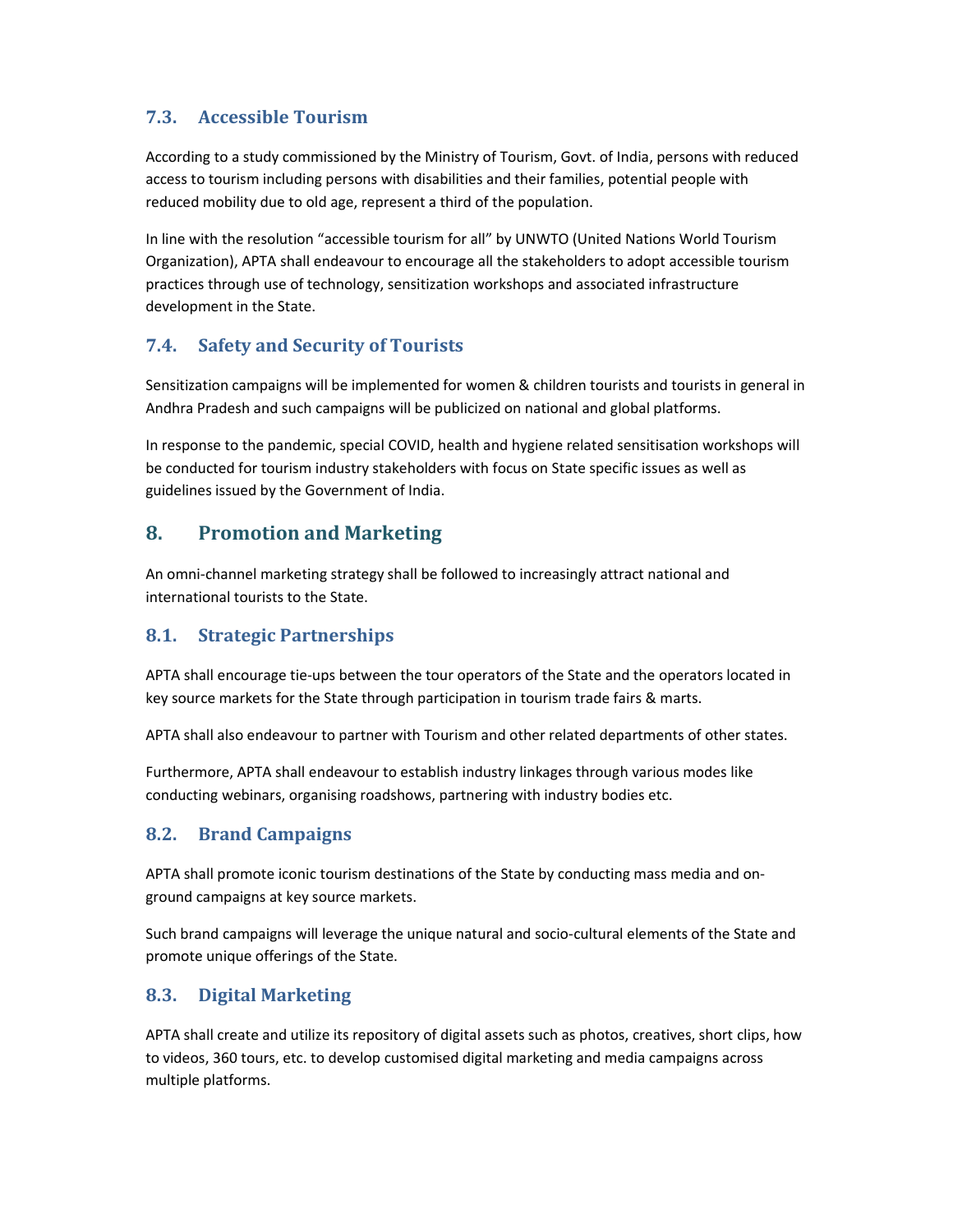### 7.3. Accessible Tourism

According to a study commissioned by the Ministry of Tourism, Govt. of India, persons with reduced access to tourism including persons with disabilities and their families, potential people with reduced mobility due to old age, represent a third of the population.

In line with the resolution "accessible tourism for all" by UNWTO (United Nations World Tourism Organization), APTA shall endeavour to encourage all the stakeholders to adopt accessible tourism practices through use of technology, sensitization workshops and associated infrastructure development in the State.

### 7.4. Safety and Security of Tourists

Sensitization campaigns will be implemented for women & children tourists and tourists in general in Andhra Pradesh and such campaigns will be publicized on national and global platforms.

In response to the pandemic, special COVID, health and hygiene related sensitisation workshops will be conducted for tourism industry stakeholders with focus on State specific issues as well as guidelines issued by the Government of India.

## 8. Promotion and Marketing

An omni-channel marketing strategy shall be followed to increasingly attract national and international tourists to the State.

### 8.1. Strategic Partnerships

APTA shall encourage tie-ups between the tour operators of the State and the operators located in key source markets for the State through participation in tourism trade fairs & marts.

APTA shall also endeavour to partner with Tourism and other related departments of other states.

Furthermore, APTA shall endeavour to establish industry linkages through various modes like conducting webinars, organising roadshows, partnering with industry bodies etc.

### 8.2. Brand Campaigns

APTA shall promote iconic tourism destinations of the State by conducting mass media and on-ground campaigns at key source markets.

Such brand campaigns will leverage the unique natural and socio-cultural elements of the State and promote unique offerings of the State.

### 8.3. Digital Marketing

APTA shall create and utilize its repository of digital assets such as photos, creatives, short clips, how to videos, 360 tours, etc. to develop customised digital marketing and media campaigns across multiple platforms.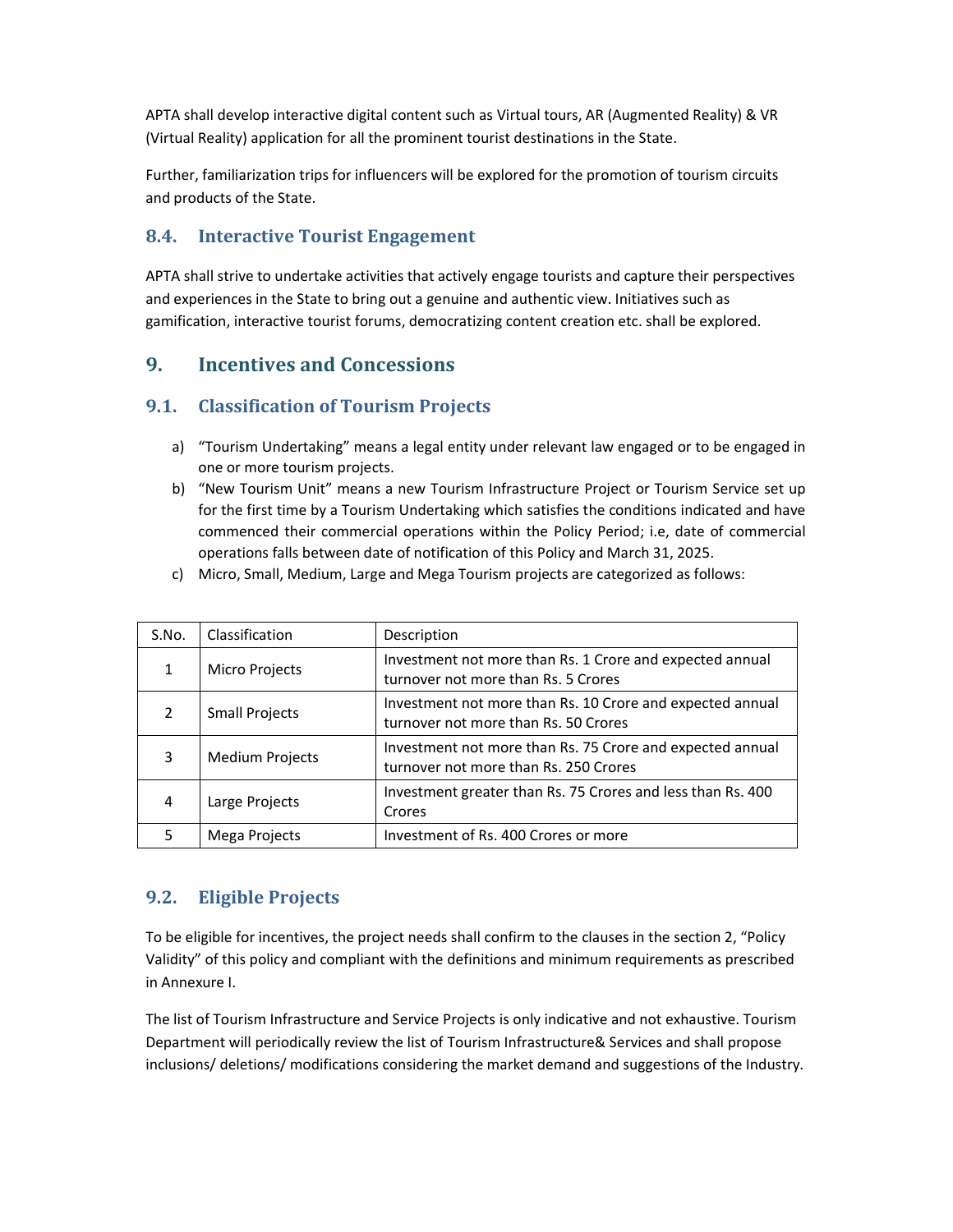APTA shall develop interactive digital content such as Virtual tours, AR (Augmented Reality) & VR (Virtual Reality) application for all the prominent tourist destinations in the State.

Further, familiarization trips for influencers will be explored for the promotion of tourism circuits and products of the State.

### 8.4. Interactive Tourist Engagement

APTA shall strive to undertake activities that actively engage tourists and capture their perspectives and experiences in the State to bring out a genuine and authentic view. Initiatives such as gamification, interactive tourist forums, democratizing content creation etc. shall be explored.

## 9. Incentives and Concessions

### 9.1. Classification of Tourism Projects

a) "Tourism Undertaking" means a legal entity under relevant law engaged or to be engaged in one or more tourism projects.

b) "New Tourism Unit" means a new Tourism Infrastructure Project or Tourism Service set up for the first time by a Tourism Undertaking which satisfies the conditions indicated and have commenced their commercial operations within the Policy Period; i.e, date of commercial operations falls between date of notification of this Policy and March 31, 2025.

c) Micro, Small, Medium, Large and Mega Tourism projects are categorized as follows:

| S.No. | Classification | Description |
|---|---|---|
| 1 | Micro Projects | Investment not more than Rs. 1 Crore and expected annual turnover not more than Rs. 5 Crores |
| 2 | Small Projects | Investment not more than Rs. 10 Crore and expected annual turnover not more than Rs. 50 Crores |
| 3 | Medium Projects | Investment not more than Rs. 75 Crore and expected annual turnover not more than Rs. 250 Crores |
| 4 | Large Projects | Investment greater than Rs. 75 Crores and less than Rs. 400 Crores |
| 5 | Mega Projects | Investment of Rs. 400 Crores or more |

### 9.2. Eligible Projects

To be eligible for incentives, the project needs shall confirm to the clauses in the section 2, "Policy Validity" of this policy and compliant with the definitions and minimum requirements as prescribed in Annexure I.

The list of Tourism Infrastructure and Service Projects is only indicative and not exhaustive. Tourism Department will periodically review the list of Tourism Infrastructure& Services and shall propose inclusions/ deletions/ modifications considering the market demand and suggestions of the Industry.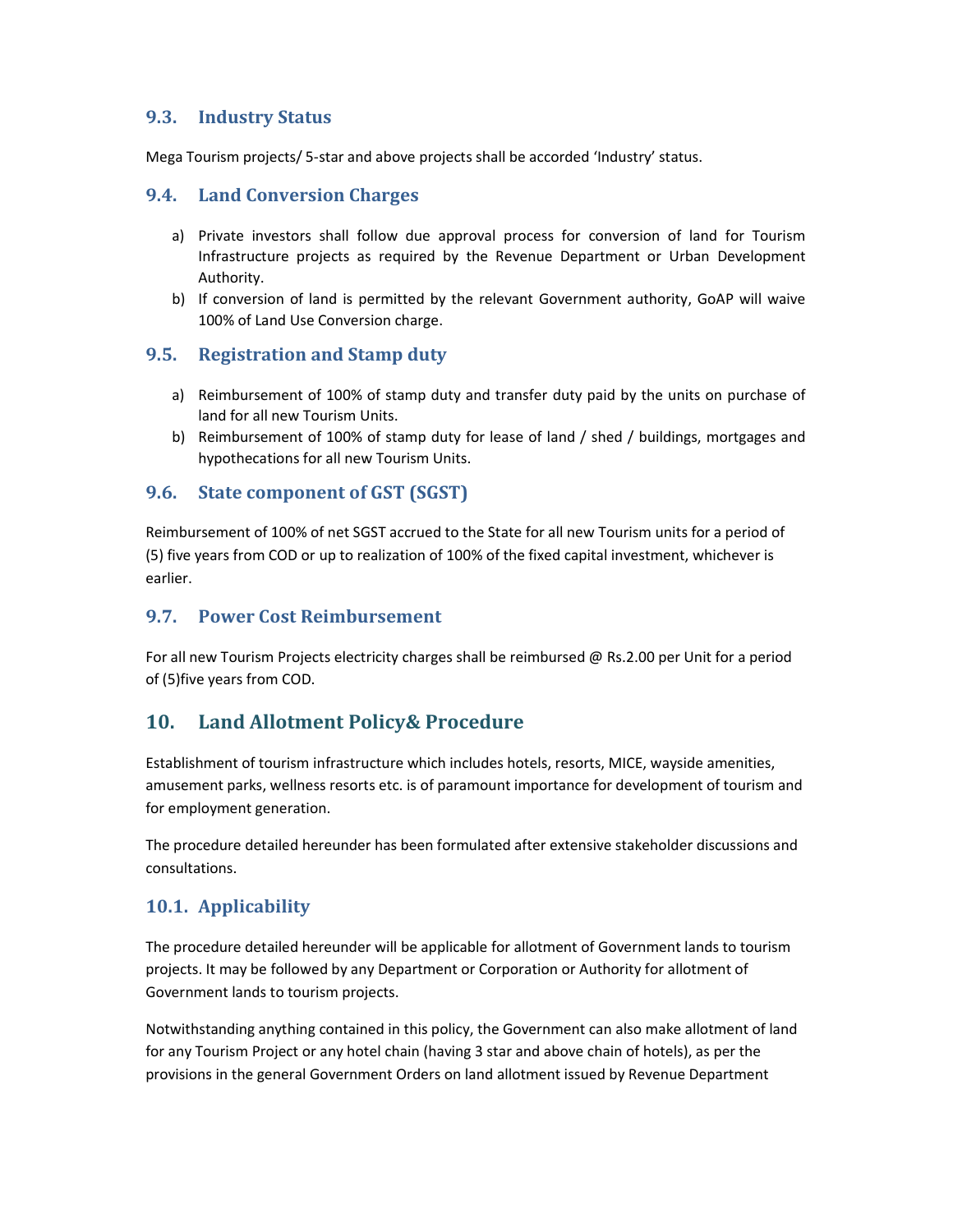### 9.3. Industry Status

Mega Tourism projects/ 5-star and above projects shall be accorded 'Industry' status.

### 9.4. Land Conversion Charges

a) Private investors shall follow due approval process for conversion of land for Tourism Infrastructure projects as required by the Revenue Department or Urban Development Authority.
b) If conversion of land is permitted by the relevant Government authority, GoAP will waive 100% of Land Use Conversion charge.

### 9.5. Registration and Stamp duty

a) Reimbursement of 100% of stamp duty and transfer duty paid by the units on purchase of land for all new Tourism Units.
b) Reimbursement of 100% of stamp duty for lease of land / shed / buildings, mortgages and hypothecations for all new Tourism Units.

### 9.6. State component of GST (SGST)

Reimbursement of 100% of net SGST accrued to the State for all new Tourism units for a period of (5) five years from COD or up to realization of 100% of the fixed capital investment, whichever is earlier.

### 9.7. Power Cost Reimbursement

For all new Tourism Projects electricity charges shall be reimbursed @ Rs.2.00 per Unit for a period of (5)five years from COD.

## 10. Land Allotment Policy& Procedure

Establishment of tourism infrastructure which includes hotels, resorts, MICE, wayside amenities, amusement parks, wellness resorts etc. is of paramount importance for development of tourism and for employment generation.

The procedure detailed hereunder has been formulated after extensive stakeholder discussions and consultations.

### 10.1. Applicability

The procedure detailed hereunder will be applicable for allotment of Government lands to tourism projects. It may be followed by any Department or Corporation or Authority for allotment of Government lands to tourism projects.

Notwithstanding anything contained in this policy, the Government can also make allotment of land for any Tourism Project or any hotel chain (having 3 star and above chain of hotels), as per the provisions in the general Government Orders on land allotment issued by Revenue Department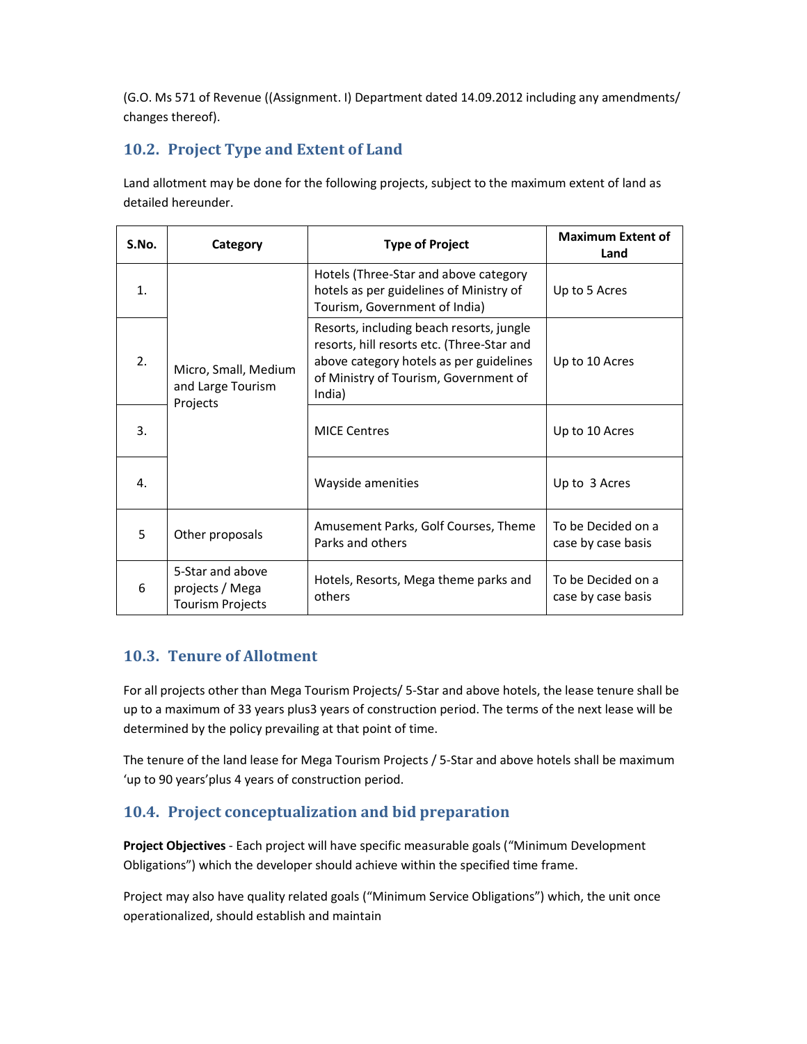(G.O. Ms 571 of Revenue ((Assignment. I) Department dated 14.09.2012 including any amendments/ changes thereof).

## 10.2. Project Type and Extent of Land

Land allotment may be done for the following projects, subject to the maximum extent of land as detailed hereunder.

| S.No. | Category | Type of Project | Maximum Extent of Land |
|---|---|---|---|
| 1. | Micro, Small, Medium and Large Tourism Projects | Hotels (Three-Star and above category hotels as per guidelines of Ministry of Tourism, Government of India) | Up to 5 Acres |
| 2. | | Resorts, including beach resorts, jungle resorts, hill resorts etc. (Three-Star and above category hotels as per guidelines of Ministry of Tourism, Government of India) | Up to 10 Acres |
| 3. | | MICE Centres | Up to 10 Acres |
| 4. | | Wayside amenities | Up to 3 Acres |
| 5 | Other proposals | Amusement Parks, Golf Courses, Theme Parks and others | To be Decided on a case by case basis |
| 6 | 5-Star and above projects / Mega Tourism Projects | Hotels, Resorts, Mega theme parks and others | To be Decided on a case by case basis |

## 10.3. Tenure of Allotment

For all projects other than Mega Tourism Projects/ 5-Star and above hotels, the lease tenure shall be up to a maximum of 33 years plus3 years of construction period. The terms of the next lease will be determined by the policy prevailing at that point of time.

The tenure of the land lease for Mega Tourism Projects / 5-Star and above hotels shall be maximum 'up to 90 years'plus 4 years of construction period.

## 10.4. Project conceptualization and bid preparation

**Project Objectives** - Each project will have specific measurable goals ("Minimum Development Obligations") which the developer should achieve within the specified time frame.

Project may also have quality related goals ("Minimum Service Obligations") which, the unit once operationalized, should establish and maintain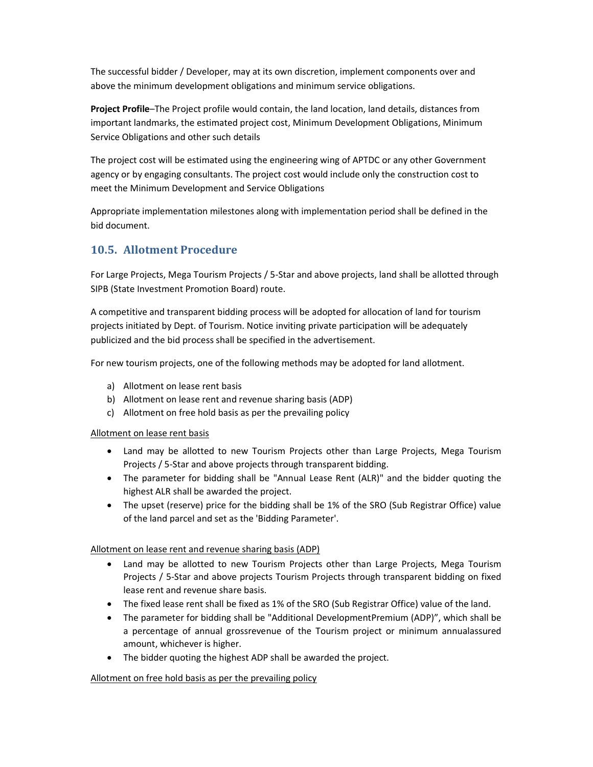The successful bidder / Developer, may at its own discretion, implement components over and above the minimum development obligations and minimum service obligations.

**Project Profile**–The Project profile would contain, the land location, land details, distances from important landmarks, the estimated project cost, Minimum Development Obligations, Minimum Service Obligations and other such details

The project cost will be estimated using the engineering wing of APTDC or any other Government agency or by engaging consultants. The project cost would include only the construction cost to meet the Minimum Development and Service Obligations

Appropriate implementation milestones along with implementation period shall be defined in the bid document.

## 10.5. Allotment Procedure

For Large Projects, Mega Tourism Projects / 5-Star and above projects, land shall be allotted through SIPB (State Investment Promotion Board) route.

A competitive and transparent bidding process will be adopted for allocation of land for tourism projects initiated by Dept. of Tourism. Notice inviting private participation will be adequately publicized and the bid process shall be specified in the advertisement.

For new tourism projects, one of the following methods may be adopted for land allotment.

a) Allotment on lease rent basis
b) Allotment on lease rent and revenue sharing basis (ADP)
c) Allotment on free hold basis as per the prevailing policy

Allotment on lease rent basis

- Land may be allotted to new Tourism Projects other than Large Projects, Mega Tourism Projects / 5-Star and above projects through transparent bidding.
- The parameter for bidding shall be "Annual Lease Rent (ALR)" and the bidder quoting the highest ALR shall be awarded the project.
- The upset (reserve) price for the bidding shall be 1% of the SRO (Sub Registrar Office) value of the land parcel and set as the 'Bidding Parameter'.

Allotment on lease rent and revenue sharing basis (ADP)

- Land may be allotted to new Tourism Projects other than Large Projects, Mega Tourism Projects / 5-Star and above projects Tourism Projects through transparent bidding on fixed lease rent and revenue share basis.
- The fixed lease rent shall be fixed as 1% of the SRO (Sub Registrar Office) value of the land.
- The parameter for bidding shall be "Additional DevelopmentPremium (ADP)", which shall be a percentage of annual grossrevenue of the Tourism project or minimum annualassured amount, whichever is higher.
- The bidder quoting the highest ADP shall be awarded the project.

Allotment on free hold basis as per the prevailing policy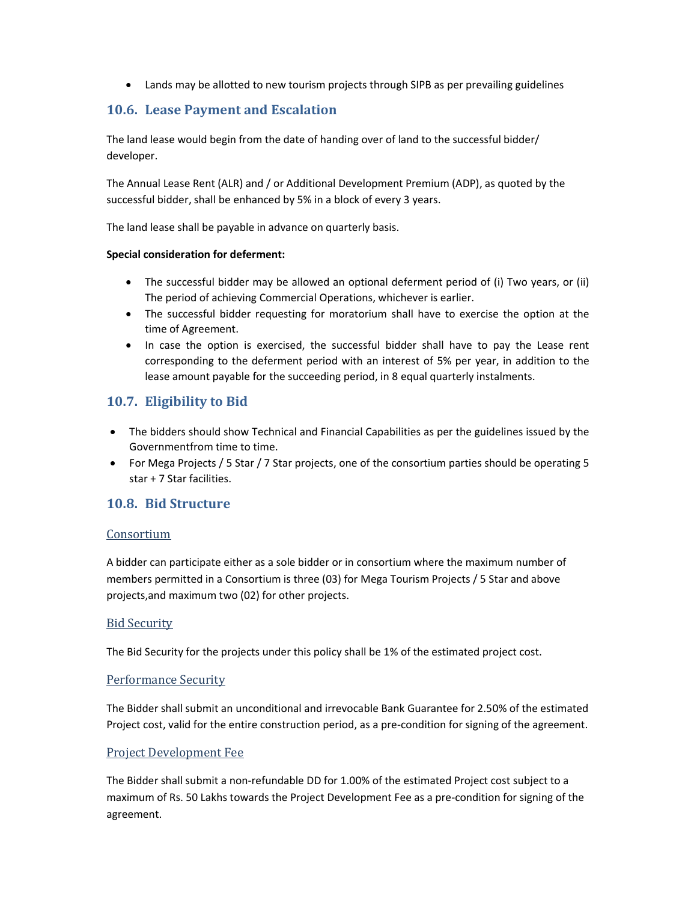- Lands may be allotted to new tourism projects through SIPB as per prevailing guidelines

## 10.6. Lease Payment and Escalation

The land lease would begin from the date of handing over of land to the successful bidder/ developer.

The Annual Lease Rent (ALR) and / or Additional Development Premium (ADP), as quoted by the successful bidder, shall be enhanced by 5% in a block of every 3 years.

The land lease shall be payable in advance on quarterly basis.

**Special consideration for deferment:**

- The successful bidder may be allowed an optional deferment period of (i) Two years, or (ii) The period of achieving Commercial Operations, whichever is earlier.
- The successful bidder requesting for moratorium shall have to exercise the option at the time of Agreement.
- In case the option is exercised, the successful bidder shall have to pay the Lease rent corresponding to the deferment period with an interest of 5% per year, in addition to the lease amount payable for the succeeding period, in 8 equal quarterly instalments.

## 10.7. Eligibility to Bid

- The bidders should show Technical and Financial Capabilities as per the guidelines issued by the Governmentfrom time to time.
- For Mega Projects / 5 Star / 7 Star projects, one of the consortium parties should be operating 5 star + 7 Star facilities.

## 10.8. Bid Structure

### Consortium

A bidder can participate either as a sole bidder or in consortium where the maximum number of members permitted in a Consortium is three (03) for Mega Tourism Projects / 5 Star and above projects,and maximum two (02) for other projects.

### Bid Security

The Bid Security for the projects under this policy shall be 1% of the estimated project cost.

### Performance Security

The Bidder shall submit an unconditional and irrevocable Bank Guarantee for 2.50% of the estimated Project cost, valid for the entire construction period, as a pre-condition for signing of the agreement.

### Project Development Fee

The Bidder shall submit a non-refundable DD for 1.00% of the estimated Project cost subject to a maximum of Rs. 50 Lakhs towards the Project Development Fee as a pre-condition for signing of the agreement.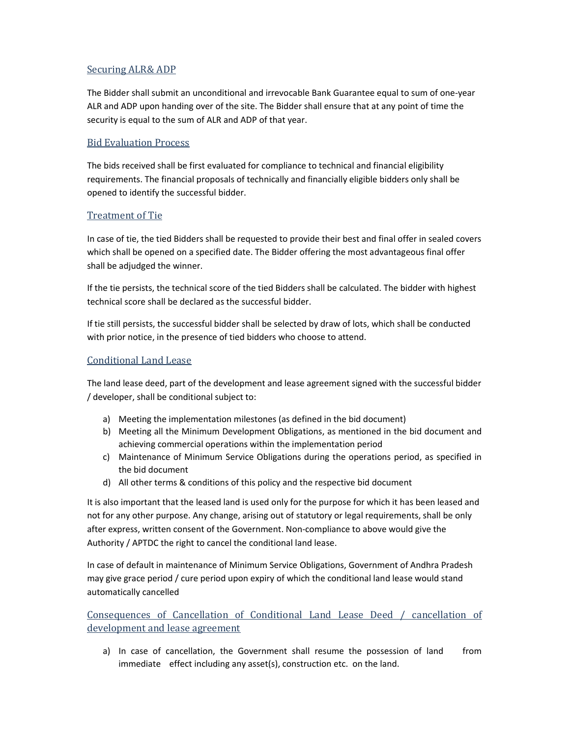## Securing ALR& ADP

The Bidder shall submit an unconditional and irrevocable Bank Guarantee equal to sum of one-year ALR and ADP upon handing over of the site. The Bidder shall ensure that at any point of time the security is equal to the sum of ALR and ADP of that year.

## Bid Evaluation Process

The bids received shall be first evaluated for compliance to technical and financial eligibility requirements. The financial proposals of technically and financially eligible bidders only shall be opened to identify the successful bidder.

## Treatment of Tie

In case of tie, the tied Bidders shall be requested to provide their best and final offer in sealed covers which shall be opened on a specified date. The Bidder offering the most advantageous final offer shall be adjudged the winner.

If the tie persists, the technical score of the tied Bidders shall be calculated. The bidder with highest technical score shall be declared as the successful bidder.

If tie still persists, the successful bidder shall be selected by draw of lots, which shall be conducted with prior notice, in the presence of tied bidders who choose to attend.

## Conditional Land Lease

The land lease deed, part of the development and lease agreement signed with the successful bidder / developer, shall be conditional subject to:

a) Meeting the implementation milestones (as defined in the bid document)
b) Meeting all the Minimum Development Obligations, as mentioned in the bid document and achieving commercial operations within the implementation period
c) Maintenance of Minimum Service Obligations during the operations period, as specified in the bid document
d) All other terms & conditions of this policy and the respective bid document

It is also important that the leased land is used only for the purpose for which it has been leased and not for any other purpose. Any change, arising out of statutory or legal requirements, shall be only after express, written consent of the Government. Non-compliance to above would give the Authority / APTDC the right to cancel the conditional land lease.

In case of default in maintenance of Minimum Service Obligations, Government of Andhra Pradesh may give grace period / cure period upon expiry of which the conditional land lease would stand automatically cancelled

## Consequences of Cancellation of Conditional Land Lease Deed / cancellation of development and lease agreement

a) In case of cancellation, the Government shall resume the possession of land from immediate effect including any asset(s), construction etc. on the land.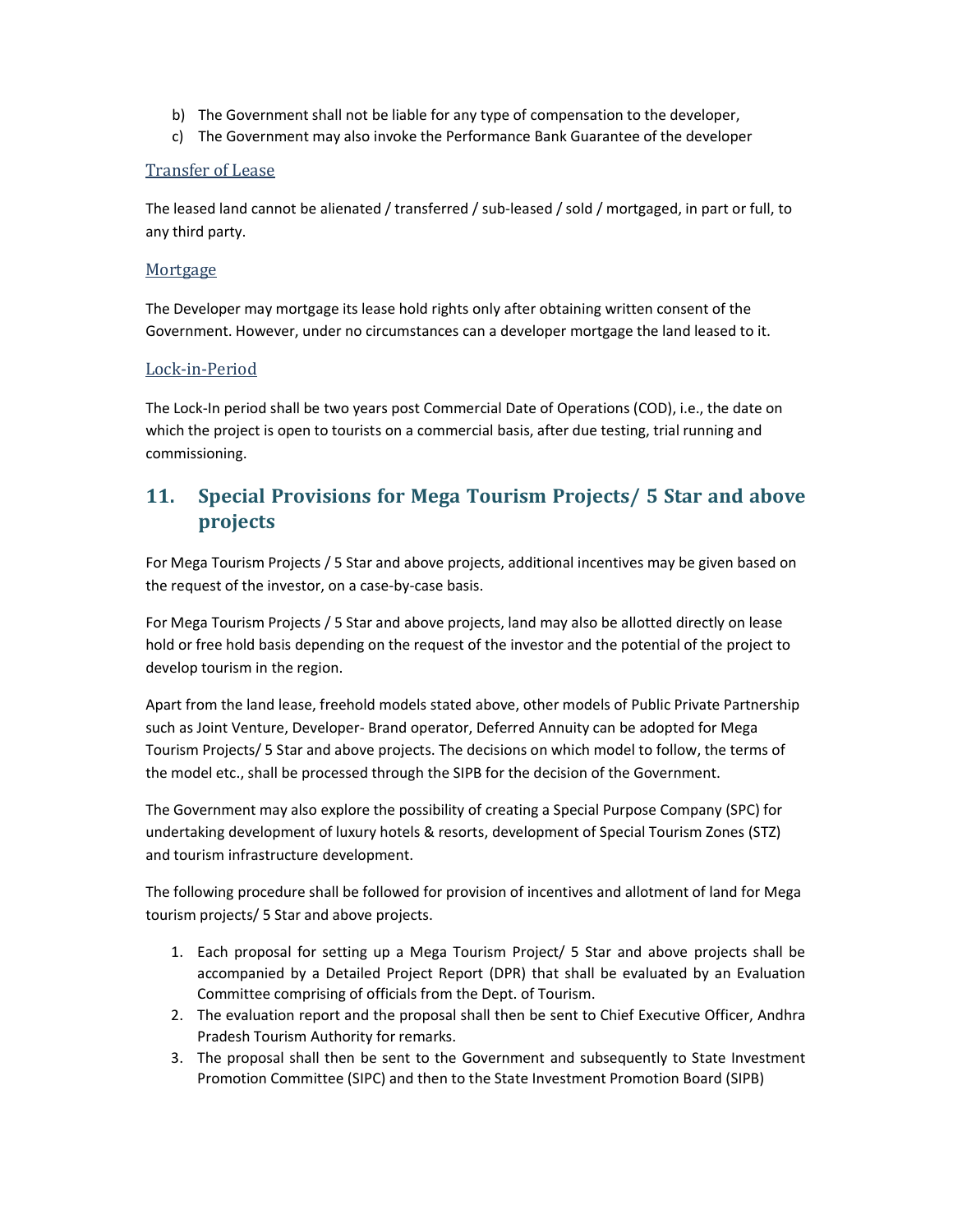b) The Government shall not be liable for any type of compensation to the developer,
c) The Government may also invoke the Performance Bank Guarantee of the developer

### Transfer of Lease

The leased land cannot be alienated / transferred / sub-leased / sold / mortgaged, in part or full, to any third party.

### Mortgage

The Developer may mortgage its lease hold rights only after obtaining written consent of the Government. However, under no circumstances can a developer mortgage the land leased to it.

### Lock-in-Period

The Lock-In period shall be two years post Commercial Date of Operations (COD), i.e., the date on which the project is open to tourists on a commercial basis, after due testing, trial running and commissioning.

## 11. Special Provisions for Mega Tourism Projects/ 5 Star and above projects

For Mega Tourism Projects / 5 Star and above projects, additional incentives may be given based on the request of the investor, on a case-by-case basis.

For Mega Tourism Projects / 5 Star and above projects, land may also be allotted directly on lease hold or free hold basis depending on the request of the investor and the potential of the project to develop tourism in the region.

Apart from the land lease, freehold models stated above, other models of Public Private Partnership such as Joint Venture, Developer- Brand operator, Deferred Annuity can be adopted for Mega Tourism Projects/ 5 Star and above projects. The decisions on which model to follow, the terms of the model etc., shall be processed through the SIPB for the decision of the Government.

The Government may also explore the possibility of creating a Special Purpose Company (SPC) for undertaking development of luxury hotels & resorts, development of Special Tourism Zones (STZ) and tourism infrastructure development.

The following procedure shall be followed for provision of incentives and allotment of land for Mega tourism projects/ 5 Star and above projects.

1. Each proposal for setting up a Mega Tourism Project/ 5 Star and above projects shall be accompanied by a Detailed Project Report (DPR) that shall be evaluated by an Evaluation Committee comprising of officials from the Dept. of Tourism.
2. The evaluation report and the proposal shall then be sent to Chief Executive Officer, Andhra Pradesh Tourism Authority for remarks.
3. The proposal shall then be sent to the Government and subsequently to State Investment Promotion Committee (SIPC) and then to the State Investment Promotion Board (SIPB)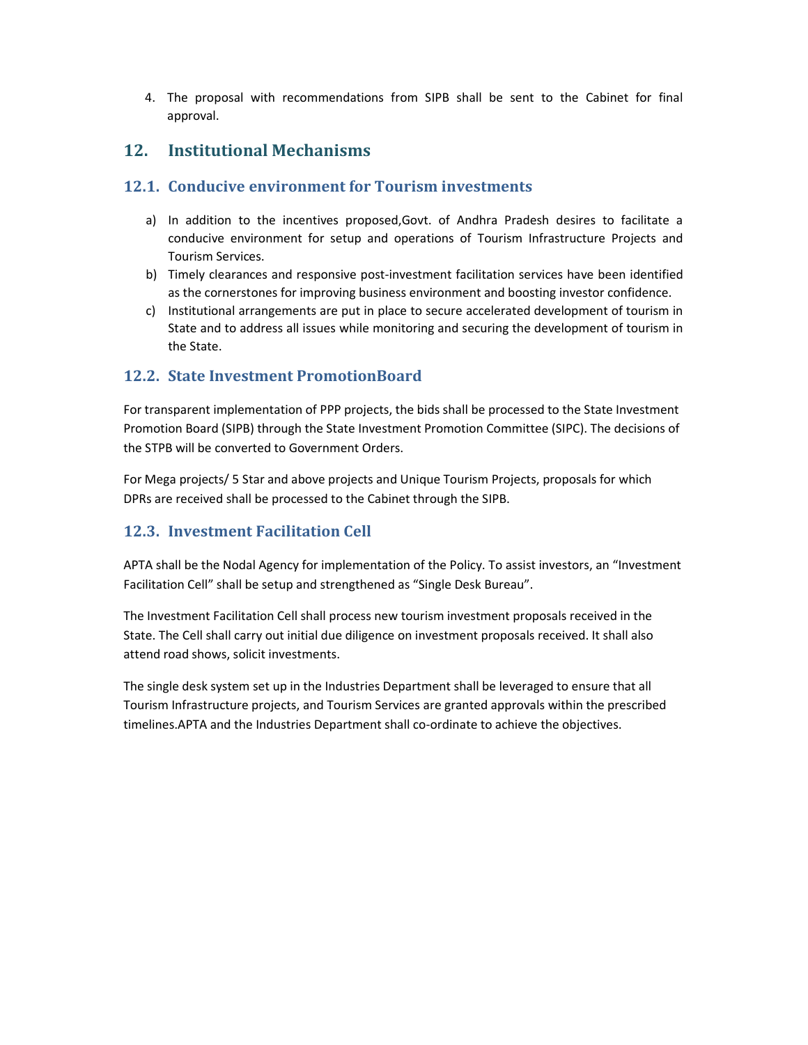4. The proposal with recommendations from SIPB shall be sent to the Cabinet for final approval.

## 12. Institutional Mechanisms

### 12.1. Conducive environment for Tourism investments

a) In addition to the incentives proposed,Govt. of Andhra Pradesh desires to facilitate a conducive environment for setup and operations of Tourism Infrastructure Projects and Tourism Services.
b) Timely clearances and responsive post-investment facilitation services have been identified as the cornerstones for improving business environment and boosting investor confidence.
c) Institutional arrangements are put in place to secure accelerated development of tourism in State and to address all issues while monitoring and securing the development of tourism in the State.

### 12.2. State Investment PromotionBoard

For transparent implementation of PPP projects, the bids shall be processed to the State Investment Promotion Board (SIPB) through the State Investment Promotion Committee (SIPC). The decisions of the STPB will be converted to Government Orders.

For Mega projects/ 5 Star and above projects and Unique Tourism Projects, proposals for which DPRs are received shall be processed to the Cabinet through the SIPB.

### 12.3. Investment Facilitation Cell

APTA shall be the Nodal Agency for implementation of the Policy. To assist investors, an “Investment Facilitation Cell” shall be setup and strengthened as “Single Desk Bureau”.

The Investment Facilitation Cell shall process new tourism investment proposals received in the State. The Cell shall carry out initial due diligence on investment proposals received. It shall also attend road shows, solicit investments.

The single desk system set up in the Industries Department shall be leveraged to ensure that all Tourism Infrastructure projects, and Tourism Services are granted approvals within the prescribed timelines.APTA and the Industries Department shall co-ordinate to achieve the objectives.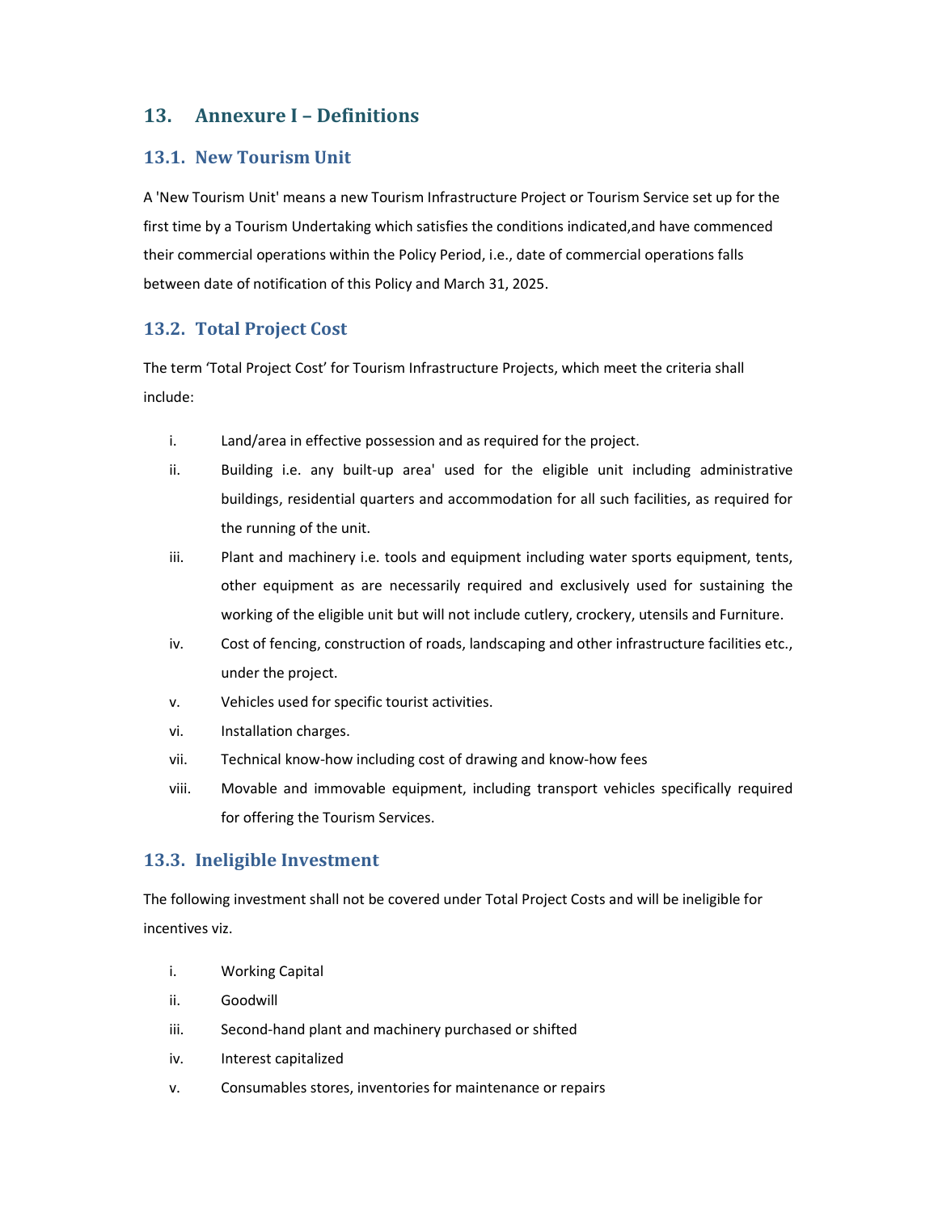## 13. Annexure I – Definitions

### 13.1. New Tourism Unit

A 'New Tourism Unit' means a new Tourism Infrastructure Project or Tourism Service set up for the first time by a Tourism Undertaking which satisfies the conditions indicated,and have commenced their commercial operations within the Policy Period, i.e., date of commercial operations falls between date of notification of this Policy and March 31, 2025.

### 13.2. Total Project Cost

The term 'Total Project Cost' for Tourism Infrastructure Projects, which meet the criteria shall include:

i. Land/area in effective possession and as required for the project.

ii. Building i.e. any built-up area' used for the eligible unit including administrative buildings, residential quarters and accommodation for all such facilities, as required for the running of the unit.

iii. Plant and machinery i.e. tools and equipment including water sports equipment, tents, other equipment as are necessarily required and exclusively used for sustaining the working of the eligible unit but will not include cutlery, crockery, utensils and Furniture.

iv. Cost of fencing, construction of roads, landscaping and other infrastructure facilities etc., under the project.

v. Vehicles used for specific tourist activities.

vi. Installation charges.

vii. Technical know-how including cost of drawing and know-how fees

viii. Movable and immovable equipment, including transport vehicles specifically required for offering the Tourism Services.

### 13.3. Ineligible Investment

The following investment shall not be covered under Total Project Costs and will be ineligible for incentives viz.

i. Working Capital

ii. Goodwill

iii. Second-hand plant and machinery purchased or shifted

iv. Interest capitalized

v. Consumables stores, inventories for maintenance or repairs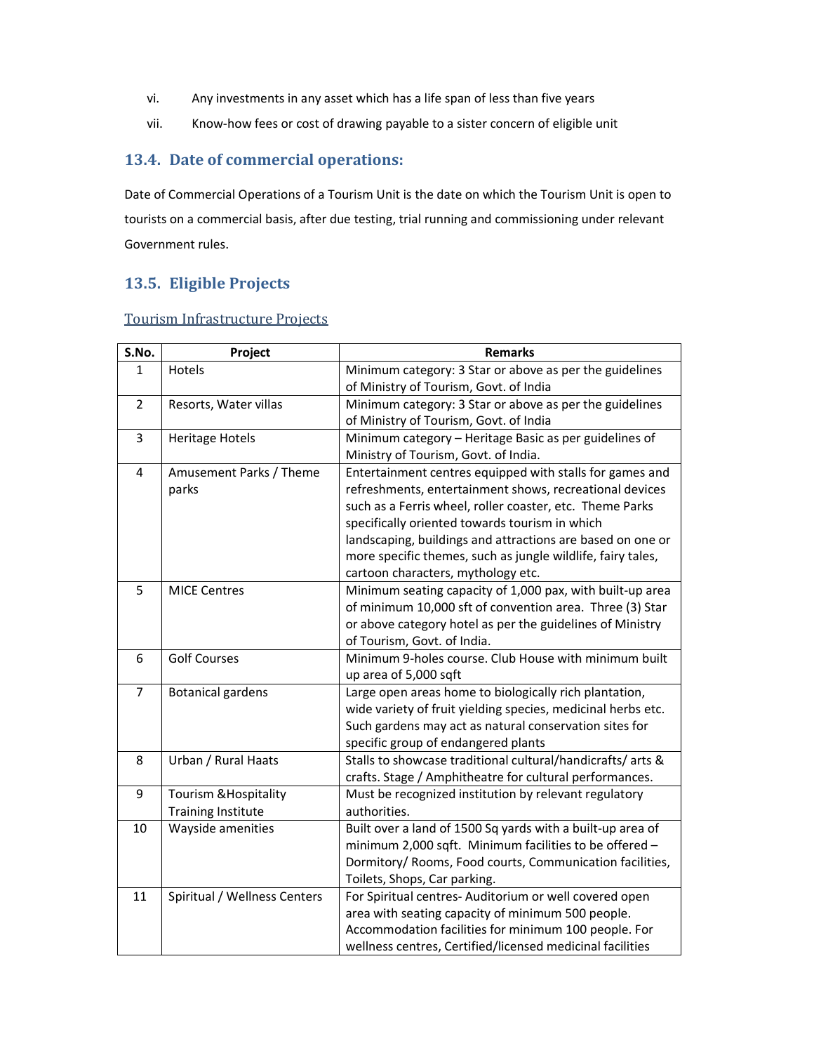vi. Any investments in any asset which has a life span of less than five years

vii. Know-how fees or cost of drawing payable to a sister concern of eligible unit

## 13.4. Date of commercial operations:

Date of Commercial Operations of a Tourism Unit is the date on which the Tourism Unit is open to tourists on a commercial basis, after due testing, trial running and commissioning under relevant Government rules.

## 13.5. Eligible Projects

Tourism Infrastructure Projects

| S.No. | Project | Remarks |
|---|---|---|
| 1 | Hotels | Minimum category: 3 Star or above as per the guidelines of Ministry of Tourism, Govt. of India |
| 2 | Resorts, Water villas | Minimum category: 3 Star or above as per the guidelines of Ministry of Tourism, Govt. of India |
| 3 | Heritage Hotels | Minimum category – Heritage Basic as per guidelines of Ministry of Tourism, Govt. of India. |
| 4 | Amusement Parks / Theme parks | Entertainment centres equipped with stalls for games and refreshments, entertainment shows, recreational devices such as a Ferris wheel, roller coaster, etc. Theme Parks specifically oriented towards tourism in which landscaping, buildings and attractions are based on one or more specific themes, such as jungle wildlife, fairy tales, cartoon characters, mythology etc. |
| 5 | MICE Centres | Minimum seating capacity of 1,000 pax, with built-up area of minimum 10,000 sft of convention area. Three (3) Star or above category hotel as per the guidelines of Ministry of Tourism, Govt. of India. |
| 6 | Golf Courses | Minimum 9-holes course. Club House with minimum built up area of 5,000 sqft |
| 7 | Botanical gardens | Large open areas home to biologically rich plantation, wide variety of fruit yielding species, medicinal herbs etc. Such gardens may act as natural conservation sites for specific group of endangered plants |
| 8 | Urban / Rural Haats | Stalls to showcase traditional cultural/handicrafts/ arts & crafts. Stage / Amphitheatre for cultural performances. |
| 9 | Tourism &Hospitality Training Institute | Must be recognized institution by relevant regulatory authorities. |
| 10 | Wayside amenities | Built over a land of 1500 Sq yards with a built-up area of minimum 2,000 sqft. Minimum facilities to be offered – Dormitory/ Rooms, Food courts, Communication facilities, Toilets, Shops, Car parking. |
| 11 | Spiritual / Wellness Centers | For Spiritual centres- Auditorium or well covered open area with seating capacity of minimum 500 people. Accommodation facilities for minimum 100 people. For wellness centres, Certified/licensed medicinal facilities |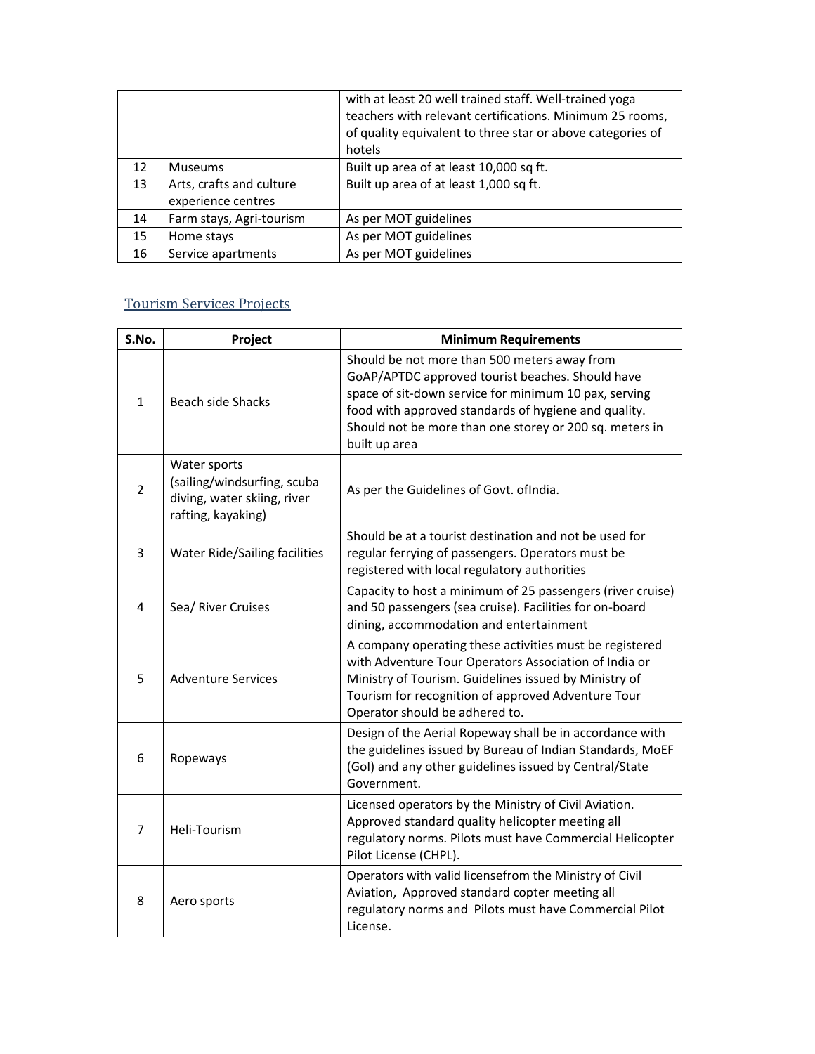| | | with at least 20 well trained staff. Well-trained yoga teachers with relevant certifications. Minimum 25 rooms, of quality equivalent to three star or above categories of hotels |
|---|---|---|
| 12 | Museums | Built up area of at least 10,000 sq ft. |
| 13 | Arts, crafts and culture experience centres | Built up area of at least 1,000 sq ft. |
| 14 | Farm stays, Agri-tourism | As per MOT guidelines |
| 15 | Home stays | As per MOT guidelines |
| 16 | Service apartments | As per MOT guidelines |

## Tourism Services Projects

| S.No. | Project | Minimum Requirements |
|---|---|---|
| 1 | Beach side Shacks | Should be not more than 500 meters away from GoAP/APTDC approved tourist beaches. Should have space of sit-down service for minimum 10 pax, serving food with approved standards of hygiene and quality. Should not be more than one storey or 200 sq. meters in built up area |
| 2 | Water sports (sailing/windsurfing, scuba diving, water skiing, river rafting, kayaking) | As per the Guidelines of Govt. ofIndia. |
| 3 | Water Ride/Sailing facilities | Should be at a tourist destination and not be used for regular ferrying of passengers. Operators must be registered with local regulatory authorities |
| 4 | Sea/ River Cruises | Capacity to host a minimum of 25 passengers (river cruise) and 50 passengers (sea cruise). Facilities for on-board dining, accommodation and entertainment |
| 5 | Adventure Services | A company operating these activities must be registered with Adventure Tour Operators Association of India or Ministry of Tourism. Guidelines issued by Ministry of Tourism for recognition of approved Adventure Tour Operator should be adhered to. |
| 6 | Ropeways | Design of the Aerial Ropeway shall be in accordance with the guidelines issued by Bureau of Indian Standards, MoEF (GoI) and any other guidelines issued by Central/State Government. |
| 7 | Heli-Tourism | Licensed operators by the Ministry of Civil Aviation. Approved standard quality helicopter meeting all regulatory norms. Pilots must have Commercial Helicopter Pilot License (CHPL). |
| 8 | Aero sports | Operators with valid licensefrom the Ministry of Civil Aviation, Approved standard copter meeting all regulatory norms and Pilots must have Commercial Pilot License. |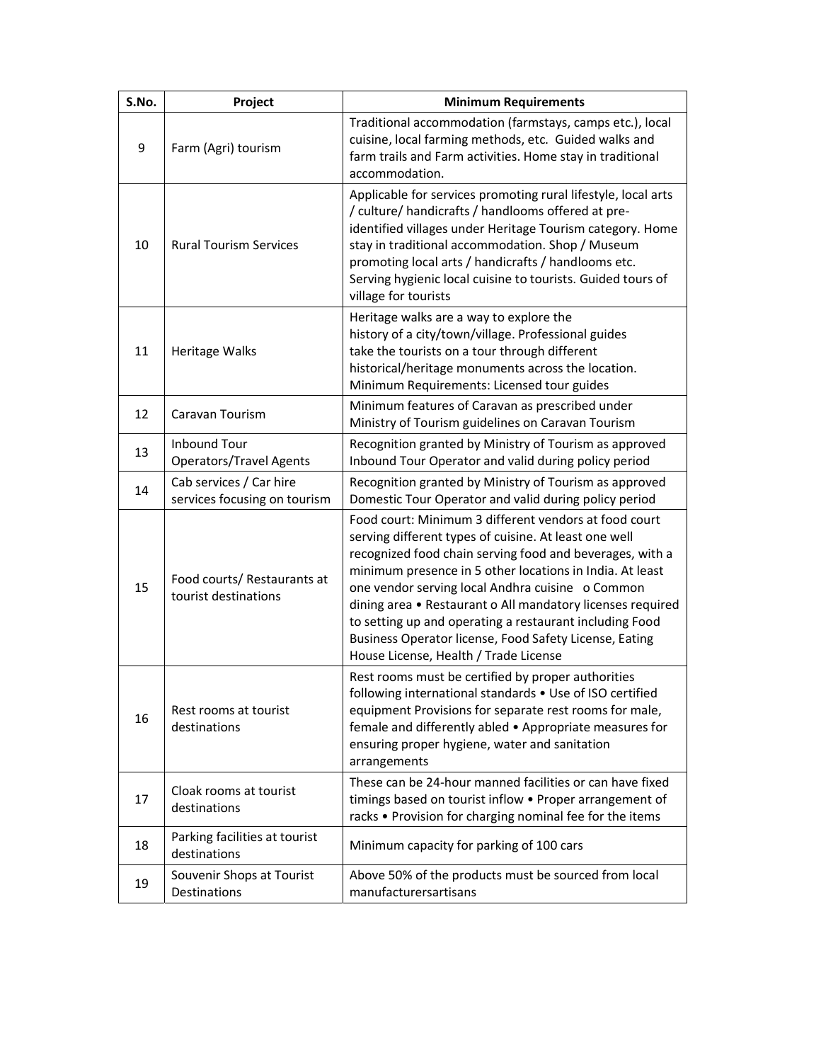| S.No. | Project | Minimum Requirements |
| --- | --- | --- |
| 9 | Farm (Agri) tourism | Traditional accommodation (farmstays, camps etc.), local cuisine, local farming methods, etc. Guided walks and farm trails and Farm activities. Home stay in traditional accommodation. |
| 10 | Rural Tourism Services | Applicable for services promoting rural lifestyle, local arts / culture/ handicrafts / handlooms offered at pre-identified villages under Heritage Tourism category. Home stay in traditional accommodation. Shop / Museum promoting local arts / handicrafts / handlooms etc. Serving hygienic local cuisine to tourists. Guided tours of village for tourists |
| 11 | Heritage Walks | Heritage walks are a way to explore the history of a city/town/village. Professional guides take the tourists on a tour through different historical/heritage monuments across the location. Minimum Requirements: Licensed tour guides |
| 12 | Caravan Tourism | Minimum features of Caravan as prescribed under Ministry of Tourism guidelines on Caravan Tourism |
| 13 | Inbound Tour Operators/Travel Agents | Recognition granted by Ministry of Tourism as approved Inbound Tour Operator and valid during policy period |
| 14 | Cab services / Car hire services focusing on tourism | Recognition granted by Ministry of Tourism as approved Domestic Tour Operator and valid during policy period |
| 15 | Food courts/ Restaurants at tourist destinations | Food court: Minimum 3 different vendors at food court serving different types of cuisine. At least one well recognized food chain serving food and beverages, with a minimum presence in 5 other locations in India. At least one vendor serving local Andhra cuisine o Common dining area • Restaurant o All mandatory licenses required to setting up and operating a restaurant including Food Business Operator license, Food Safety License, Eating House License, Health / Trade License |
| 16 | Rest rooms at tourist destinations | Rest rooms must be certified by proper authorities following international standards • Use of ISO certified equipment Provisions for separate rest rooms for male, female and differently abled • Appropriate measures for ensuring proper hygiene, water and sanitation arrangements |
| 17 | Cloak rooms at tourist destinations | These can be 24-hour manned facilities or can have fixed timings based on tourist inflow • Proper arrangement of racks • Provision for charging nominal fee for the items |
| 18 | Parking facilities at tourist destinations | Minimum capacity for parking of 100 cars |
| 19 | Souvenir Shops at Tourist Destinations | Above 50% of the products must be sourced from local manufacturersartisans |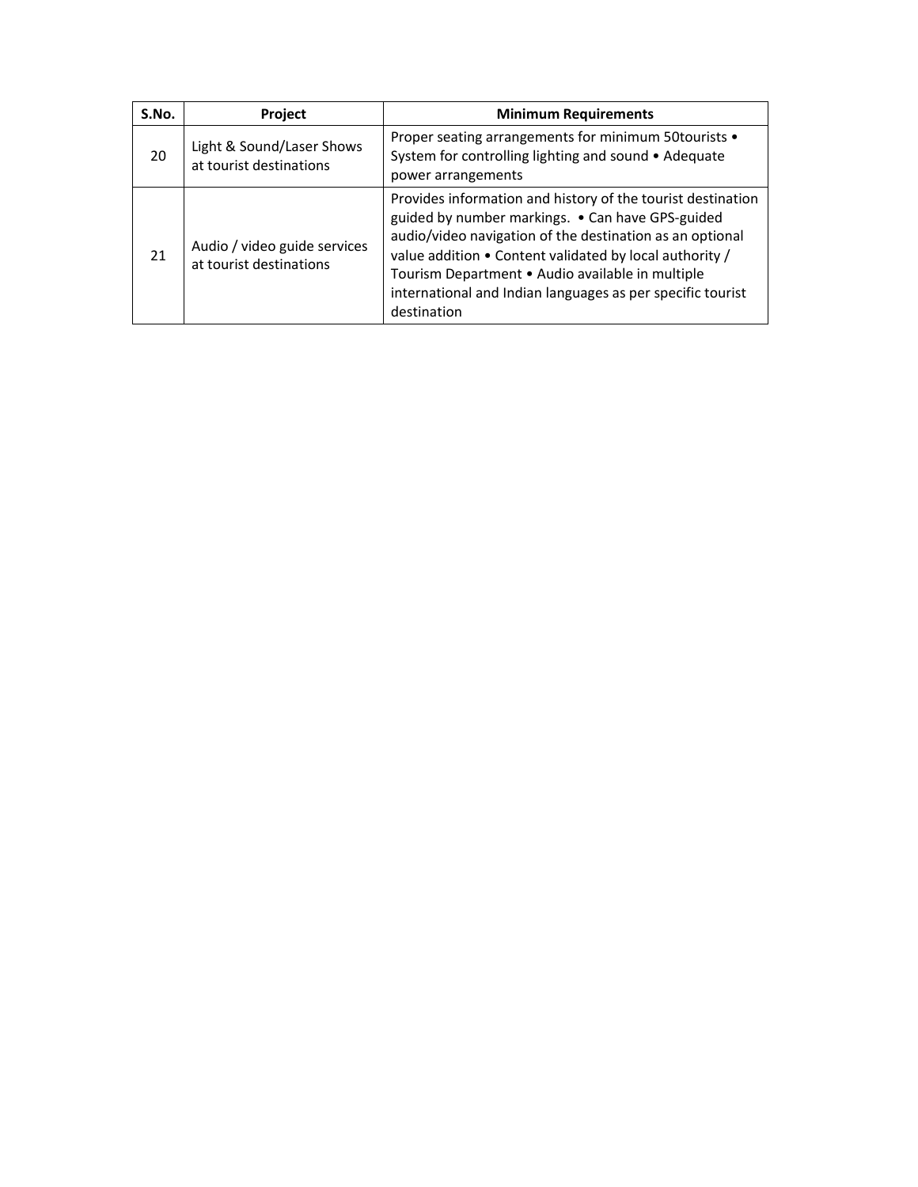| S.No. | Project | Minimum Requirements |
| --- | --- | --- |
| 20 | Light & Sound/Laser Shows at tourist destinations | Proper seating arrangements for minimum 50tourists • System for controlling lighting and sound • Adequate power arrangements |
| 21 | Audio / video guide services at tourist destinations | Provides information and history of the tourist destination guided by number markings. • Can have GPS-guided audio/video navigation of the destination as an optional value addition • Content validated by local authority / Tourism Department • Audio available in multiple international and Indian languages as per specific tourist destination |